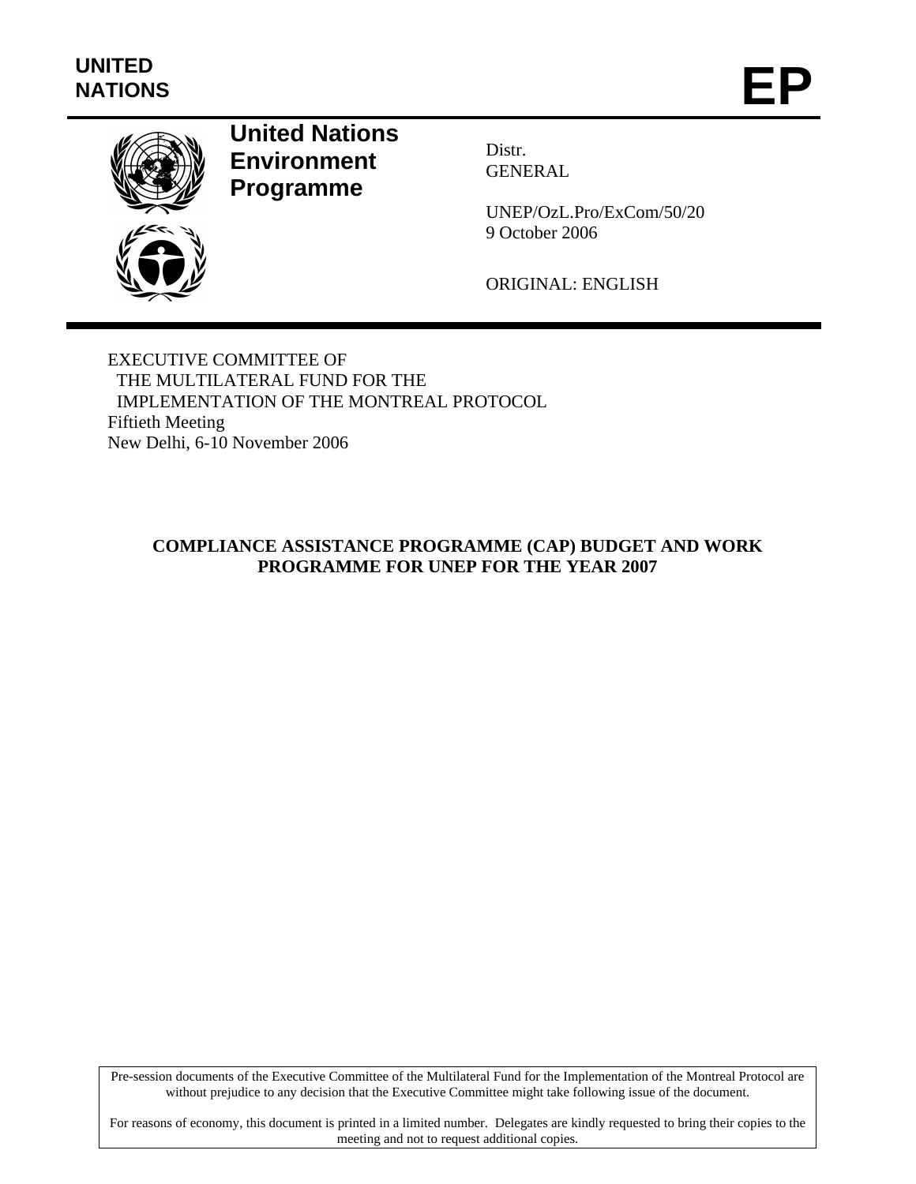UNITED NATIONS

# EP

**United Nations Environment Programme**

Distr.
GENERAL

UNEP/OzL.Pro/ExCom/50/20
9 October 2006

ORIGINAL: ENGLISH

EXECUTIVE COMMITTEE OF
THE MULTILATERAL FUND FOR THE
IMPLEMENTATION OF THE MONTREAL PROTOCOL
Fiftieth Meeting
New Delhi, 6-10 November 2006

## COMPLIANCE ASSISTANCE PROGRAMME (CAP) BUDGET AND WORK PROGRAMME FOR UNEP FOR THE YEAR 2007

Pre-session documents of the Executive Committee of the Multilateral Fund for the Implementation of the Montreal Protocol are without prejudice to any decision that the Executive Committee might take following issue of the document.

For reasons of economy, this document is printed in a limited number. Delegates are kindly requested to bring their copies to the meeting and not to request additional copies.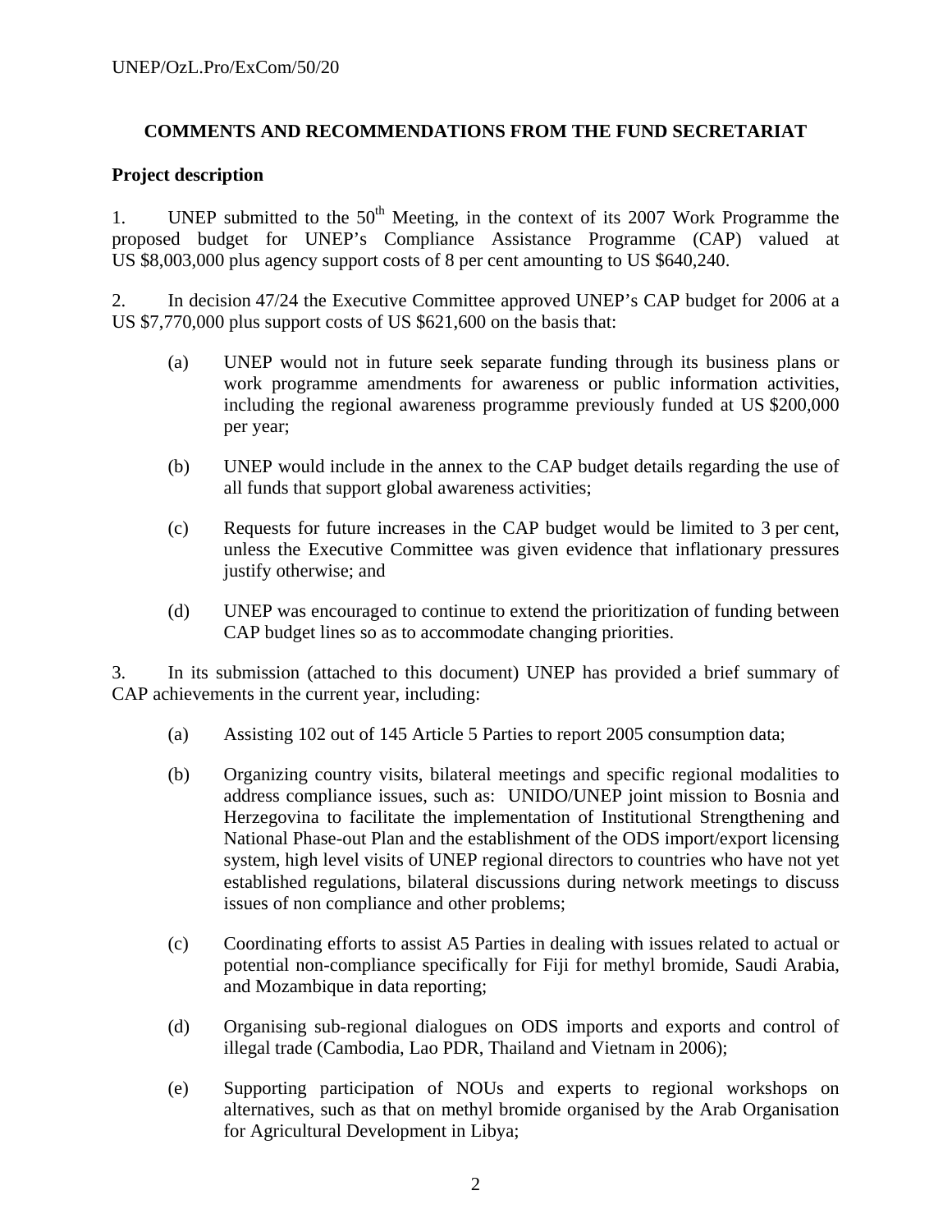## COMMENTS AND RECOMMENDATIONS FROM THE FUND SECRETARIAT

### Project description

1. UNEP submitted to the 50th Meeting, in the context of its 2007 Work Programme the proposed budget for UNEP's Compliance Assistance Programme (CAP) valued at US $8,003,000 plus agency support costs of 8 per cent amounting to US $640,240.

2. In decision 47/24 the Executive Committee approved UNEP's CAP budget for 2006 at a US $7,770,000 plus support costs of US $621,600 on the basis that:

   (a) UNEP would not in future seek separate funding through its business plans or work programme amendments for awareness or public information activities, including the regional awareness programme previously funded at US $200,000 per year;

   (b) UNEP would include in the annex to the CAP budget details regarding the use of all funds that support global awareness activities;

   (c) Requests for future increases in the CAP budget would be limited to 3 per cent, unless the Executive Committee was given evidence that inflationary pressures justify otherwise; and

   (d) UNEP was encouraged to continue to extend the prioritization of funding between CAP budget lines so as to accommodate changing priorities.

3. In its submission (attached to this document) UNEP has provided a brief summary of CAP achievements in the current year, including:

   (a) Assisting 102 out of 145 Article 5 Parties to report 2005 consumption data;

   (b) Organizing country visits, bilateral meetings and specific regional modalities to address compliance issues, such as: UNIDO/UNEP joint mission to Bosnia and Herzegovina to facilitate the implementation of Institutional Strengthening and National Phase-out Plan and the establishment of the ODS import/export licensing system, high level visits of UNEP regional directors to countries who have not yet established regulations, bilateral discussions during network meetings to discuss issues of non compliance and other problems;

   (c) Coordinating efforts to assist A5 Parties in dealing with issues related to actual or potential non-compliance specifically for Fiji for methyl bromide, Saudi Arabia, and Mozambique in data reporting;

   (d) Organising sub-regional dialogues on ODS imports and exports and control of illegal trade (Cambodia, Lao PDR, Thailand and Vietnam in 2006);

   (e) Supporting participation of NOUs and experts to regional workshops on alternatives, such as that on methyl bromide organised by the Arab Organisation for Agricultural Development in Libya;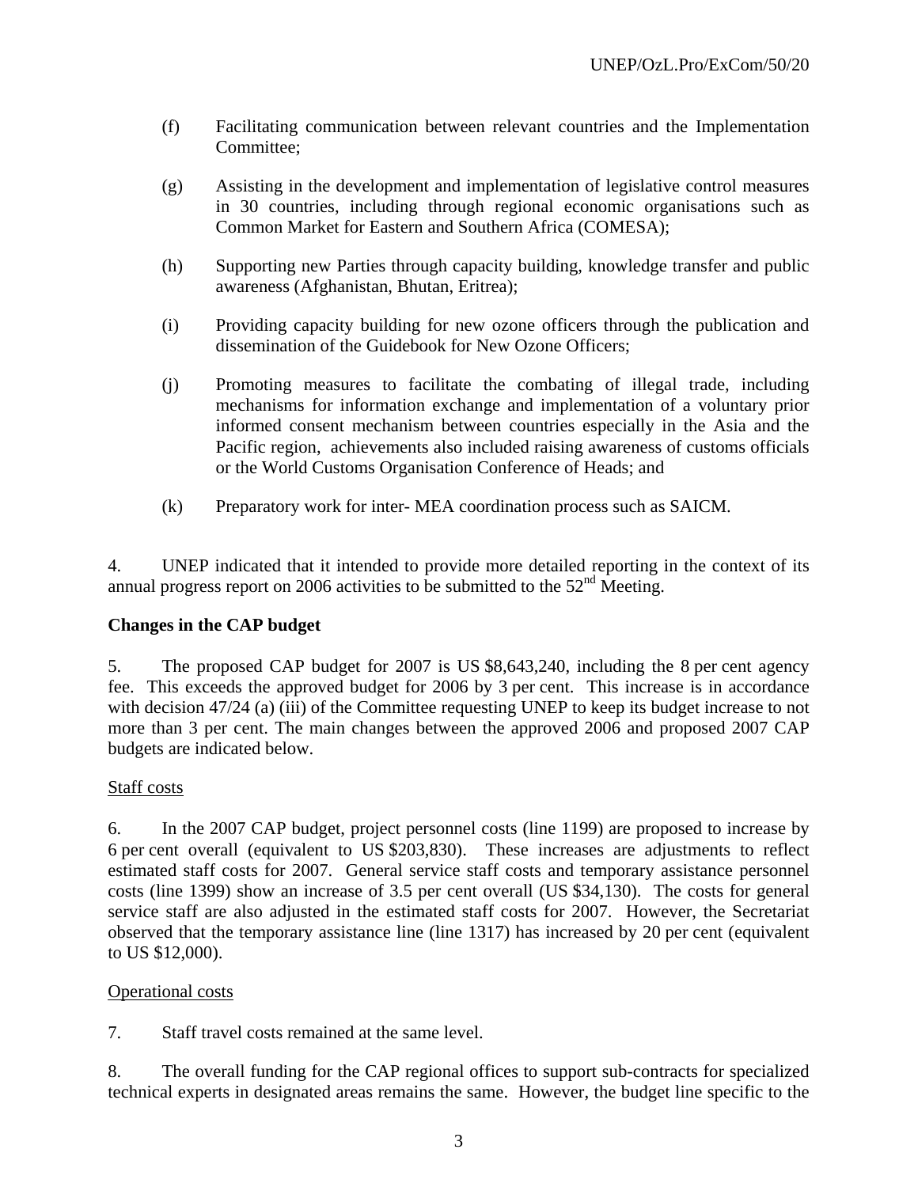(f) Facilitating communication between relevant countries and the Implementation Committee;

(g) Assisting in the development and implementation of legislative control measures in 30 countries, including through regional economic organisations such as Common Market for Eastern and Southern Africa (COMESA);

(h) Supporting new Parties through capacity building, knowledge transfer and public awareness (Afghanistan, Bhutan, Eritrea);

(i) Providing capacity building for new ozone officers through the publication and dissemination of the Guidebook for New Ozone Officers;

(j) Promoting measures to facilitate the combating of illegal trade, including mechanisms for information exchange and implementation of a voluntary prior informed consent mechanism between countries especially in the Asia and the Pacific region, achievements also included raising awareness of customs officials or the World Customs Organisation Conference of Heads; and

(k) Preparatory work for inter- MEA coordination process such as SAICM.

4. UNEP indicated that it intended to provide more detailed reporting in the context of its annual progress report on 2006 activities to be submitted to the 52nd Meeting.

**Changes in the CAP budget**

5. The proposed CAP budget for 2007 is US $8,643,240, including the 8 per cent agency fee. This exceeds the approved budget for 2006 by 3 per cent. This increase is in accordance with decision 47/24 (a) (iii) of the Committee requesting UNEP to keep its budget increase to not more than 3 per cent. The main changes between the approved 2006 and proposed 2007 CAP budgets are indicated below.

Staff costs

6. In the 2007 CAP budget, project personnel costs (line 1199) are proposed to increase by 6 per cent overall (equivalent to US $203,830). These increases are adjustments to reflect estimated staff costs for 2007. General service staff costs and temporary assistance personnel costs (line 1399) show an increase of 3.5 per cent overall (US $34,130). The costs for general service staff are also adjusted in the estimated staff costs for 2007. However, the Secretariat observed that the temporary assistance line (line 1317) has increased by 20 per cent (equivalent to US $12,000).

Operational costs

7. Staff travel costs remained at the same level.

8. The overall funding for the CAP regional offices to support sub-contracts for specialized technical experts in designated areas remains the same. However, the budget line specific to the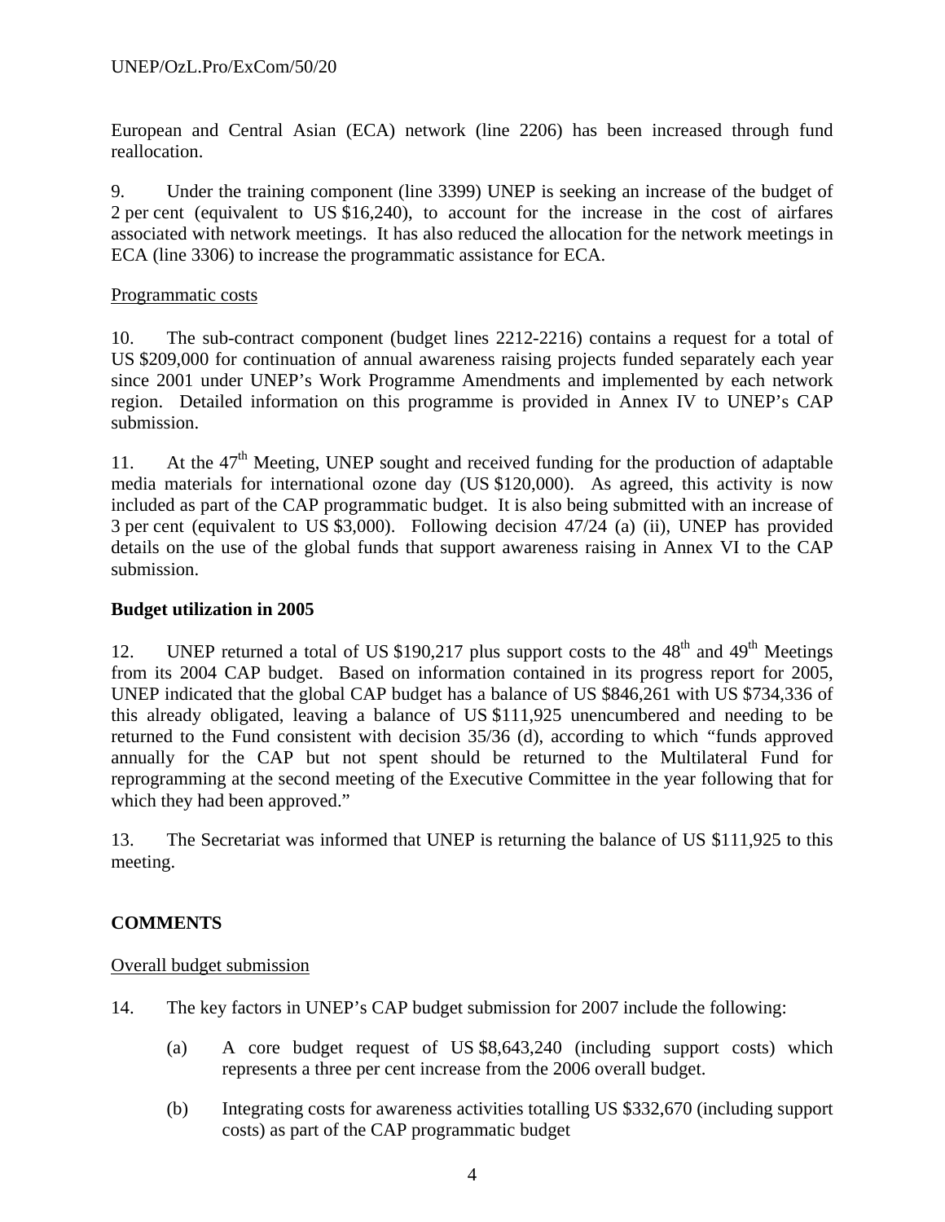European and Central Asian (ECA) network (line 2206) has been increased through fund reallocation.

9. Under the training component (line 3399) UNEP is seeking an increase of the budget of 2 per cent (equivalent to US $16,240), to account for the increase in the cost of airfares associated with network meetings. It has also reduced the allocation for the network meetings in ECA (line 3306) to increase the programmatic assistance for ECA.

<u>Programmatic costs</u>

10. The sub-contract component (budget lines 2212-2216) contains a request for a total of US $209,000 for continuation of annual awareness raising projects funded separately each year since 2001 under UNEP's Work Programme Amendments and implemented by each network region. Detailed information on this programme is provided in Annex IV to UNEP's CAP submission.

11. At the 47th Meeting, UNEP sought and received funding for the production of adaptable media materials for international ozone day (US $120,000). As agreed, this activity is now included as part of the CAP programmatic budget. It is also being submitted with an increase of 3 per cent (equivalent to US $3,000). Following decision 47/24 (a) (ii), UNEP has provided details on the use of the global funds that support awareness raising in Annex VI to the CAP submission.

**Budget utilization in 2005**

12. UNEP returned a total of US $190,217 plus support costs to the 48th and 49th Meetings from its 2004 CAP budget. Based on information contained in its progress report for 2005, UNEP indicated that the global CAP budget has a balance of US $846,261 with US $734,336 of this already obligated, leaving a balance of US $111,925 unencumbered and needing to be returned to the Fund consistent with decision 35/36 (d), according to which "funds approved annually for the CAP but not spent should be returned to the Multilateral Fund for reprogramming at the second meeting of the Executive Committee in the year following that for which they had been approved."

13. The Secretariat was informed that UNEP is returning the balance of US $111,925 to this meeting.

**COMMENTS**

<u>Overall budget submission</u>

14. The key factors in UNEP's CAP budget submission for 2007 include the following:

(a) A core budget request of US $8,643,240 (including support costs) which represents a three per cent increase from the 2006 overall budget.

(b) Integrating costs for awareness activities totalling US $332,670 (including support costs) as part of the CAP programmatic budget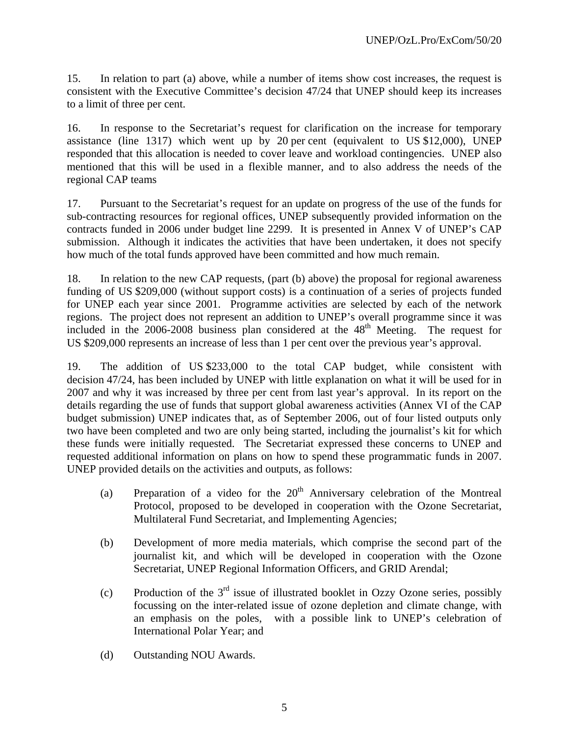15. In relation to part (a) above, while a number of items show cost increases, the request is consistent with the Executive Committee's decision 47/24 that UNEP should keep its increases to a limit of three per cent.

16. In response to the Secretariat's request for clarification on the increase for temporary assistance (line 1317) which went up by 20 per cent (equivalent to US $12,000), UNEP responded that this allocation is needed to cover leave and workload contingencies. UNEP also mentioned that this will be used in a flexible manner, and to also address the needs of the regional CAP teams

17. Pursuant to the Secretariat's request for an update on progress of the use of the funds for sub-contracting resources for regional offices, UNEP subsequently provided information on the contracts funded in 2006 under budget line 2299. It is presented in Annex V of UNEP's CAP submission. Although it indicates the activities that have been undertaken, it does not specify how much of the total funds approved have been committed and how much remain.

18. In relation to the new CAP requests, (part (b) above) the proposal for regional awareness funding of US $209,000 (without support costs) is a continuation of a series of projects funded for UNEP each year since 2001. Programme activities are selected by each of the network regions. The project does not represent an addition to UNEP's overall programme since it was included in the 2006-2008 business plan considered at the 48th Meeting. The request for US $209,000 represents an increase of less than 1 per cent over the previous year's approval.

19. The addition of US $233,000 to the total CAP budget, while consistent with decision 47/24, has been included by UNEP with little explanation on what it will be used for in 2007 and why it was increased by three per cent from last year's approval. In its report on the details regarding the use of funds that support global awareness activities (Annex VI of the CAP budget submission) UNEP indicates that, as of September 2006, out of four listed outputs only two have been completed and two are only being started, including the journalist's kit for which these funds were initially requested. The Secretariat expressed these concerns to UNEP and requested additional information on plans on how to spend these programmatic funds in 2007. UNEP provided details on the activities and outputs, as follows:

(a) Preparation of a video for the 20th Anniversary celebration of the Montreal Protocol, proposed to be developed in cooperation with the Ozone Secretariat, Multilateral Fund Secretariat, and Implementing Agencies;

(b) Development of more media materials, which comprise the second part of the journalist kit, and which will be developed in cooperation with the Ozone Secretariat, UNEP Regional Information Officers, and GRID Arendal;

(c) Production of the 3rd issue of illustrated booklet in Ozzy Ozone series, possibly focussing on the inter-related issue of ozone depletion and climate change, with an emphasis on the poles, with a possible link to UNEP's celebration of International Polar Year; and

(d) Outstanding NOU Awards.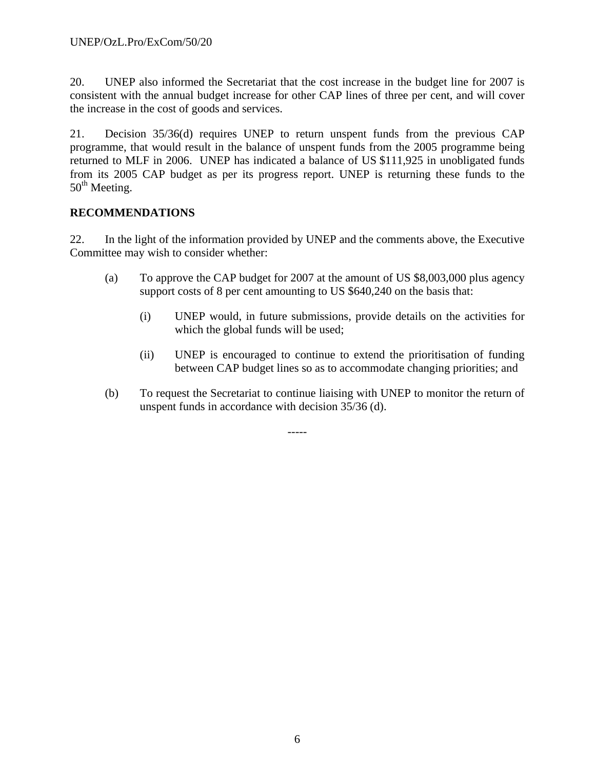20. UNEP also informed the Secretariat that the cost increase in the budget line for 2007 is consistent with the annual budget increase for other CAP lines of three per cent, and will cover the increase in the cost of goods and services.

21. Decision 35/36(d) requires UNEP to return unspent funds from the previous CAP programme, that would result in the balance of unspent funds from the 2005 programme being returned to MLF in 2006. UNEP has indicated a balance of US $111,925 in unobligated funds from its 2005 CAP budget as per its progress report. UNEP is returning these funds to the 50th Meeting.

**RECOMMENDATIONS**

22. In the light of the information provided by UNEP and the comments above, the Executive Committee may wish to consider whether:

(a) To approve the CAP budget for 2007 at the amount of US $8,003,000 plus agency support costs of 8 per cent amounting to US $640,240 on the basis that:

  (i) UNEP would, in future submissions, provide details on the activities for which the global funds will be used;

  (ii) UNEP is encouraged to continue to extend the prioritisation of funding between CAP budget lines so as to accommodate changing priorities; and

(b) To request the Secretariat to continue liaising with UNEP to monitor the return of unspent funds in accordance with decision 35/36 (d).

-----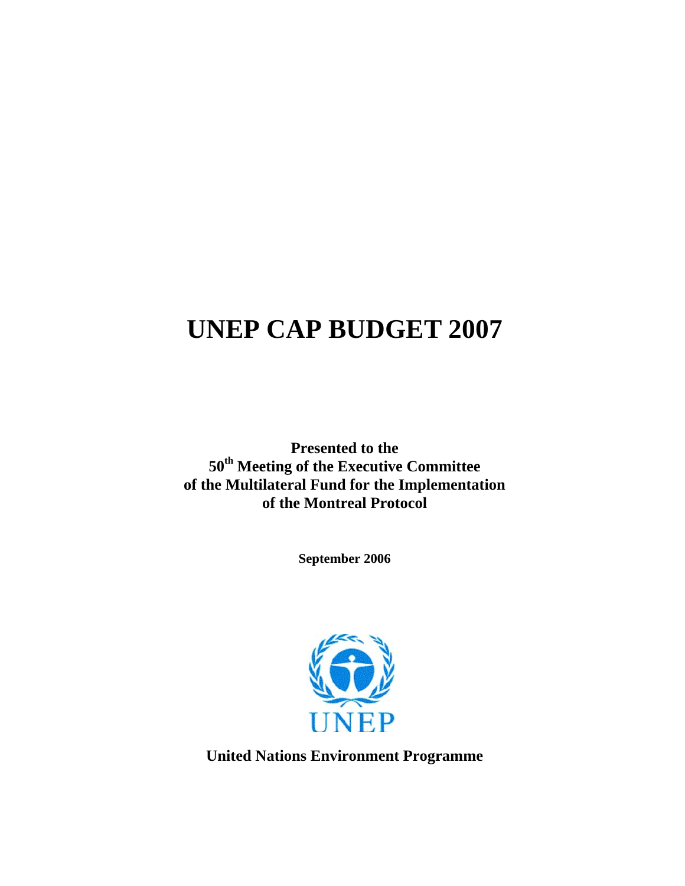# UNEP CAP BUDGET 2007

**Presented to the**
**50th Meeting of the Executive Committee**
**of the Multilateral Fund for the Implementation**
**of the Montreal Protocol**

**September 2006**

**United Nations Environment Programme**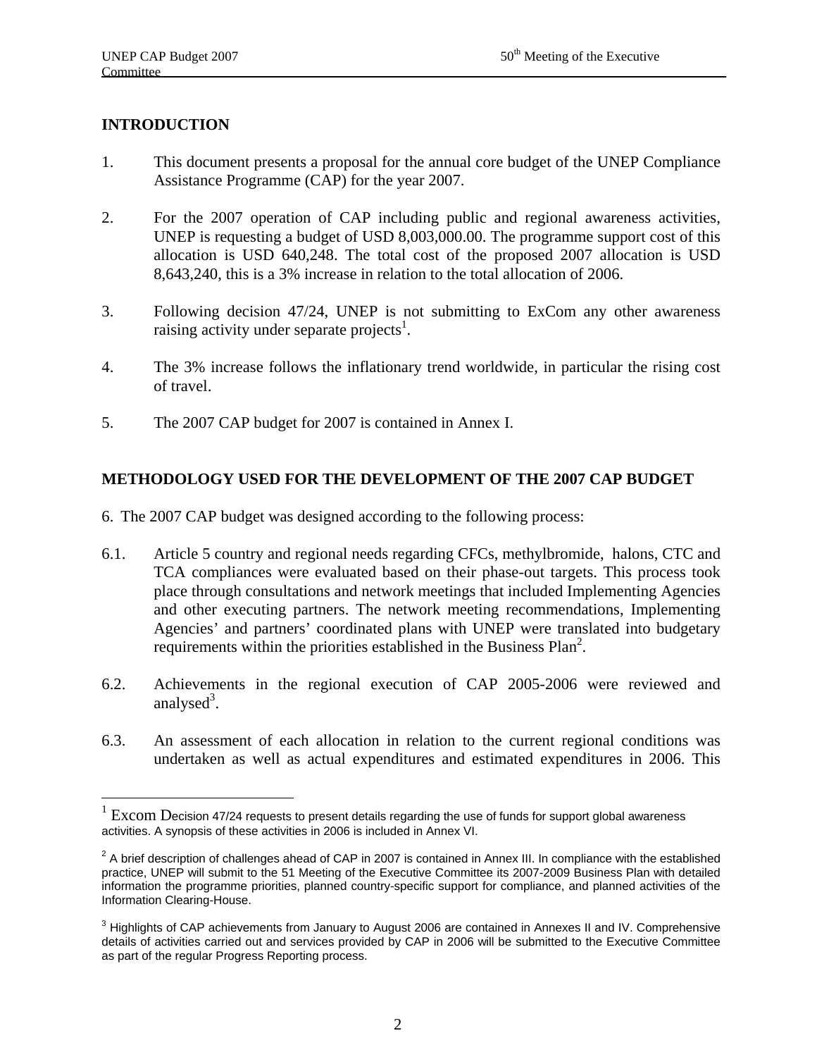## INTRODUCTION

1. This document presents a proposal for the annual core budget of the UNEP Compliance Assistance Programme (CAP) for the year 2007.

2. For the 2007 operation of CAP including public and regional awareness activities, UNEP is requesting a budget of USD 8,003,000.00. The programme support cost of this allocation is USD 640,248. The total cost of the proposed 2007 allocation is USD 8,643,240, this is a 3% increase in relation to the total allocation of 2006.

3. Following decision 47/24, UNEP is not submitting to ExCom any other awareness raising activity under separate projects[1].

4. The 3% increase follows the inflationary trend worldwide, in particular the rising cost of travel.

5. The 2007 CAP budget for 2007 is contained in Annex I.

## METHODOLOGY USED FOR THE DEVELOPMENT OF THE 2007 CAP BUDGET

6. The 2007 CAP budget was designed according to the following process:

6.1. Article 5 country and regional needs regarding CFCs, methylbromide, halons, CTC and TCA compliances were evaluated based on their phase-out targets. This process took place through consultations and network meetings that included Implementing Agencies and other executing partners. The network meeting recommendations, Implementing Agencies' and partners' coordinated plans with UNEP were translated into budgetary requirements within the priorities established in the Business Plan[2].

6.2. Achievements in the regional execution of CAP 2005-2006 were reviewed and analysed[3].

6.3. An assessment of each allocation in relation to the current regional conditions was undertaken as well as actual expenditures and estimated expenditures in 2006. This

---

[1] Excom Decision 47/24 requests to present details regarding the use of funds for support global awareness activities. A synopsis of these activities in 2006 is included in Annex VI.

[2] A brief description of challenges ahead of CAP in 2007 is contained in Annex III. In compliance with the established practice, UNEP will submit to the 51 Meeting of the Executive Committee its 2007-2009 Business Plan with detailed information the programme priorities, planned country-specific support for compliance, and planned activities of the Information Clearing-House.

[3] Highlights of CAP achievements from January to August 2006 are contained in Annexes II and IV. Comprehensive details of activities carried out and services provided by CAP in 2006 will be submitted to the Executive Committee as part of the regular Progress Reporting process.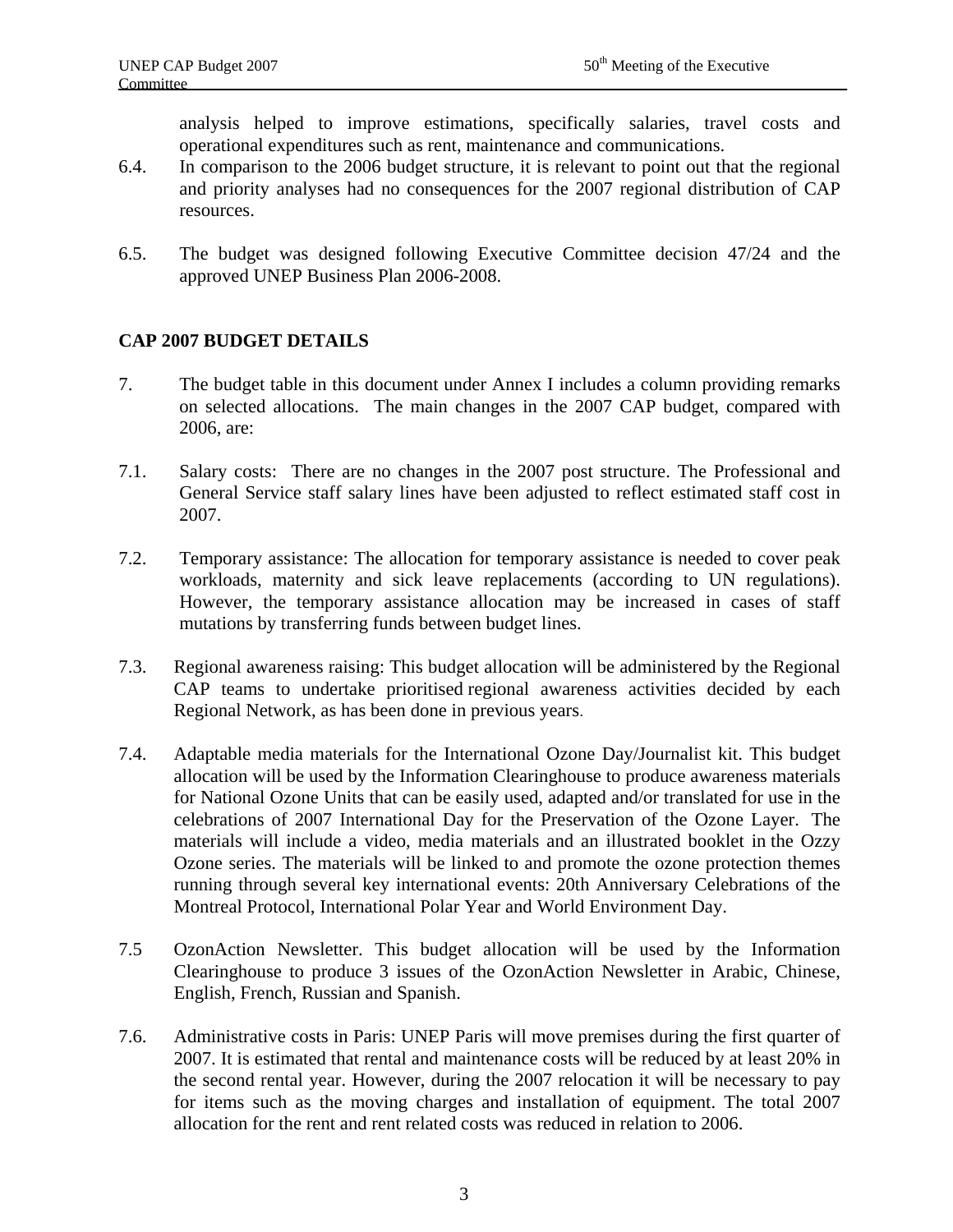analysis helped to improve estimations, specifically salaries, travel costs and operational expenditures such as rent, maintenance and communications.

6.4. In comparison to the 2006 budget structure, it is relevant to point out that the regional and priority analyses had no consequences for the 2007 regional distribution of CAP resources.

6.5. The budget was designed following Executive Committee decision 47/24 and the approved UNEP Business Plan 2006-2008.

## CAP 2007 BUDGET DETAILS

7. The budget table in this document under Annex I includes a column providing remarks on selected allocations. The main changes in the 2007 CAP budget, compared with 2006, are:

7.1. Salary costs: There are no changes in the 2007 post structure. The Professional and General Service staff salary lines have been adjusted to reflect estimated staff cost in 2007.

7.2. Temporary assistance: The allocation for temporary assistance is needed to cover peak workloads, maternity and sick leave replacements (according to UN regulations). However, the temporary assistance allocation may be increased in cases of staff mutations by transferring funds between budget lines.

7.3. Regional awareness raising: This budget allocation will be administered by the Regional CAP teams to undertake prioritised regional awareness activities decided by each Regional Network, as has been done in previous years.

7.4. Adaptable media materials for the International Ozone Day/Journalist kit. This budget allocation will be used by the Information Clearinghouse to produce awareness materials for National Ozone Units that can be easily used, adapted and/or translated for use in the celebrations of 2007 International Day for the Preservation of the Ozone Layer. The materials will include a video, media materials and an illustrated booklet in the Ozzy Ozone series. The materials will be linked to and promote the ozone protection themes running through several key international events: 20th Anniversary Celebrations of the Montreal Protocol, International Polar Year and World Environment Day.

7.5 OzonAction Newsletter. This budget allocation will be used by the Information Clearinghouse to produce 3 issues of the OzonAction Newsletter in Arabic, Chinese, English, French, Russian and Spanish.

7.6. Administrative costs in Paris: UNEP Paris will move premises during the first quarter of 2007. It is estimated that rental and maintenance costs will be reduced by at least 20% in the second rental year. However, during the 2007 relocation it will be necessary to pay for items such as the moving charges and installation of equipment. The total 2007 allocation for the rent and rent related costs was reduced in relation to 2006.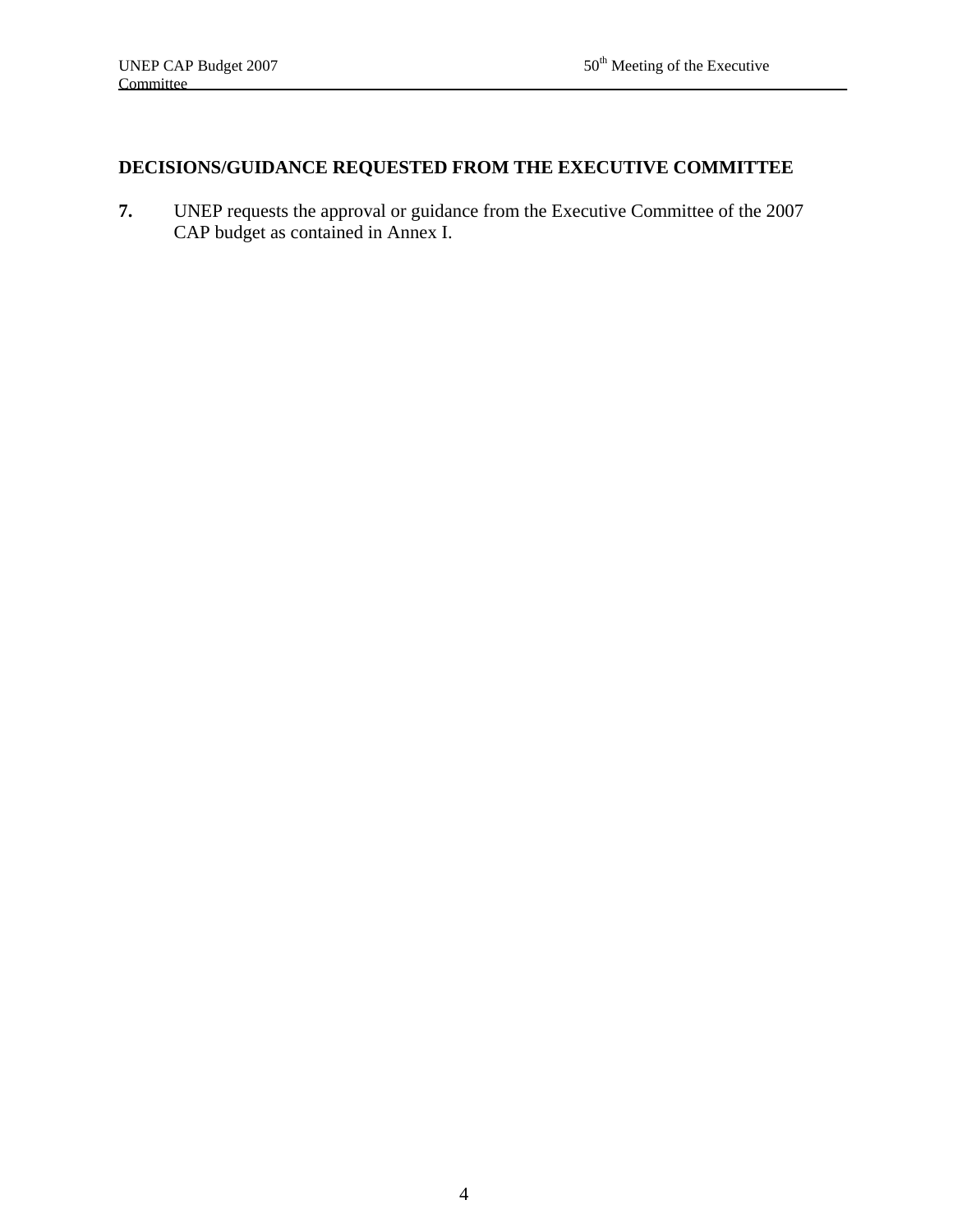**DECISIONS/GUIDANCE REQUESTED FROM THE EXECUTIVE COMMITTEE**

**7.** UNEP requests the approval or guidance from the Executive Committee of the 2007 CAP budget as contained in Annex I.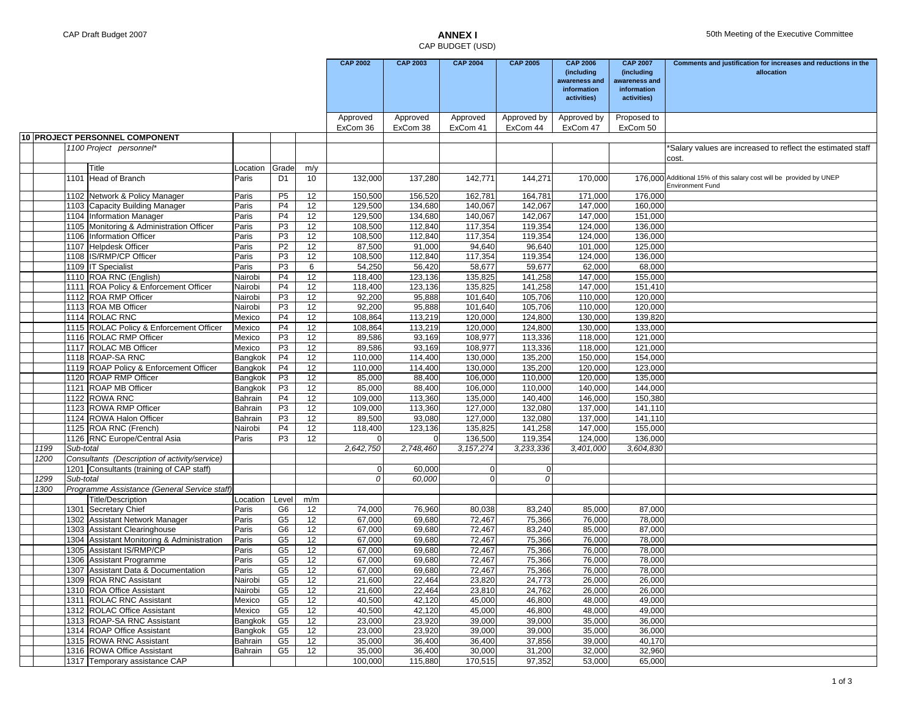# ANNEX I

CAP BUDGET (USD)

| | | | Location | Grade | m/y | CAP 2002 | CAP 2003 | CAP 2004 | CAP 2005 | CAP 2006 (including awareness and information activities) | CAP 2007 (including awareness and information activities) | Comments and justification for increases and reductions in the allocation |
|---|---|---|---|---|---|---|---|---|---|---|---|---|
| | | | | | | Approved ExCom 36 | Approved ExCom 38 | Approved ExCom 41 | Approved by ExCom 44 | Approved by ExCom 47 | Proposed to ExCom 50 | |
| **10** | **PROJECT PERSONNEL COMPONENT** | | | | | | | | | | | |
| | *1100 Project personnel** | | | | | | | | | | | *Salary values are increased to reflect the estimated staff cost. |
| | | Title | Location | Grade | m/y | | | | | | | |
| | 1101 | Head of Branch | Paris | D1 | 10 | 132,000 | 137,280 | 142,771 | 144,271 | 170,000 | 176,000 | Additional 15% of this salary cost will be provided by UNEP Environment Fund |
| | 1102 | Network & Policy Manager | Paris | P5 | 12 | 150,500 | 156,520 | 162,781 | 164,781 | 171,000 | 176,000 | |
| | 1103 | Capacity Building Manager | Paris | P4 | 12 | 129,500 | 134,680 | 140,067 | 142,067 | 147,000 | 160,000 | |
| | 1104 | Information Manager | Paris | P4 | 12 | 129,500 | 134,680 | 140,067 | 142,067 | 147,000 | 151,000 | |
| | 1105 | Monitoring & Administration Officer | Paris | P3 | 12 | 108,500 | 112,840 | 117,354 | 119,354 | 124,000 | 136,000 | |
| | 1106 | Information Officer | Paris | P3 | 12 | 108,500 | 112,840 | 117,354 | 119,354 | 124,000 | 136,000 | |
| | 1107 | Helpdesk Officer | Paris | P2 | 12 | 87,500 | 91,000 | 94,640 | 96,640 | 101,000 | 125,000 | |
| | 1108 | IS/RMP/CP Officer | Paris | P3 | 12 | 108,500 | 112,840 | 117,354 | 119,354 | 124,000 | 136,000 | |
| | 1109 | IT Specialist | Paris | P3 | 6 | 54,250 | 56,420 | 58,677 | 59,677 | 62,000 | 68,000 | |
| | 1110 | ROA RNC (English) | Nairobi | P4 | 12 | 118,400 | 123,136 | 135,825 | 141,258 | 147,000 | 155,000 | |
| | 1111 | ROA Policy & Enforcement Officer | Nairobi | P4 | 12 | 118,400 | 123,136 | 135,825 | 141,258 | 147,000 | 151,410 | |
| | 1112 | ROA RMP Officer | Nairobi | P3 | 12 | 92,200 | 95,888 | 101,640 | 105,706 | 110,000 | 120,000 | |
| | 1113 | ROA MB Officer | Nairobi | P3 | 12 | 92,200 | 95,888 | 101,640 | 105,706 | 110,000 | 120,000 | |
| | 1114 | ROLAC RNC | Mexico | P4 | 12 | 108,864 | 113,219 | 120,000 | 124,800 | 130,000 | 139,820 | |
| | 1115 | ROLAC Policy & Enforcement Officer | Mexico | P4 | 12 | 108,864 | 113,219 | 120,000 | 124,800 | 130,000 | 133,000 | |
| | 1116 | ROLAC RMP Officer | Mexico | P3 | 12 | 89,586 | 93,169 | 108,977 | 113,336 | 118,000 | 121,000 | |
| | 1117 | ROLAC MB Officer | Mexico | P3 | 12 | 89,586 | 93,169 | 108,977 | 113,336 | 118,000 | 121,000 | |
| | 1118 | ROAP-SA RNC | Bangkok | P4 | 12 | 110,000 | 114,400 | 130,000 | 135,200 | 150,000 | 154,000 | |
| | 1119 | ROAP Policy & Enforcement Officer | Bangkok | P4 | 12 | 110,000 | 114,400 | 130,000 | 135,200 | 120,000 | 123,000 | |
| | 1120 | ROAP RMP Officer | Bangkok | P3 | 12 | 85,000 | 88,400 | 106,000 | 110,000 | 120,000 | 135,000 | |
| | 1121 | ROAP MB Officer | Bangkok | P3 | 12 | 85,000 | 88,400 | 106,000 | 110,000 | 140,000 | 144,000 | |
| | 1122 | ROWA RNC | Bahrain | P4 | 12 | 109,000 | 113,360 | 135,000 | 140,400 | 146,000 | 150,380 | |
| | 1123 | ROWA RMP Officer | Bahrain | P3 | 12 | 109,000 | 113,360 | 127,000 | 132,080 | 137,000 | 141,110 | |
| | 1124 | ROWA Halon Officer | Bahrain | P3 | 12 | 89,500 | 93,080 | 127,000 | 132,080 | 137,000 | 141,110 | |
| | 1125 | ROA RNC (French) | Nairobi | P4 | 12 | 118,400 | 123,136 | 135,825 | 141,258 | 147,000 | 155,000 | |
| | 1126 | RNC Europe/Central Asia | Paris | P3 | 12 | 0 | 0 | 136,500 | 119,354 | 124,000 | 136,000 | |
| 1199 | *Sub-total* | | | | | *2,642,750* | *2,748,460* | *3,157,274* | *3,233,336* | *3,401,000* | *3,604,830* | |
| 1200 | *Consultants (Description of activity/service)* | | | | | | | | | | | |
| | 1201 | Consultants (training of CAP staff) | | | | 0 | 60,000 | 0 | 0 | | | |
| 1299 | *Sub-total* | | | | | *0* | *60,000* | 0 | *0* | | | |
| 1300 | *Programme Assistance (General Service staff)* | | | | | | | | | | | |
| | | Title/Description | Location | Level | m/m | | | | | | | |
| | 1301 | Secretary Chief | Paris | G6 | 12 | 74,000 | 76,960 | 80,038 | 83,240 | 85,000 | 87,000 | |
| | 1302 | Assistant Network Manager | Paris | G5 | 12 | 67,000 | 69,680 | 72,467 | 75,366 | 76,000 | 78,000 | |
| | 1303 | Assistant Clearinghouse | Paris | G6 | 12 | 67,000 | 69,680 | 72,467 | 83,240 | 85,000 | 87,000 | |
| | 1304 | Assistant Monitoring & Administration | Paris | G5 | 12 | 67,000 | 69,680 | 72,467 | 75,366 | 76,000 | 78,000 | |
| | 1305 | Assistant IS/RMP/CP | Paris | G5 | 12 | 67,000 | 69,680 | 72,467 | 75,366 | 76,000 | 78,000 | |
| | 1306 | Assistant Programme | Paris | G5 | 12 | 67,000 | 69,680 | 72,467 | 75,366 | 76,000 | 78,000 | |
| | 1307 | Assistant Data & Documentation | Paris | G5 | 12 | 67,000 | 69,680 | 72,467 | 75,366 | 76,000 | 78,000 | |
| | 1309 | ROA RNC Assistant | Nairobi | G5 | 12 | 21,600 | 22,464 | 23,820 | 24,773 | 26,000 | 26,000 | |
| | 1310 | ROA Office Assistant | Nairobi | G5 | 12 | 21,600 | 22,464 | 23,810 | 24,762 | 26,000 | 26,000 | |
| | 1311 | ROLAC RNC Assistant | Mexico | G5 | 12 | 40,500 | 42,120 | 45,000 | 46,800 | 48,000 | 49,000 | |
| | 1312 | ROLAC Office Assistant | Mexico | G5 | 12 | 40,500 | 42,120 | 45,000 | 46,800 | 48,000 | 49,000 | |
| | 1313 | ROAP-SA RNC Assistant | Bangkok | G5 | 12 | 23,000 | 23,920 | 39,000 | 39,000 | 35,000 | 36,000 | |
| | 1314 | ROAP Office Assistant | Bangkok | G5 | 12 | 23,000 | 23,920 | 39,000 | 39,000 | 35,000 | 36,000 | |
| | 1315 | ROWA RNC Assistant | Bahrain | G5 | 12 | 35,000 | 36,400 | 36,400 | 37,856 | 39,000 | 40,170 | |
| | 1316 | ROWA Office Assistant | Bahrain | G5 | 12 | 35,000 | 36,400 | 30,000 | 31,200 | 32,000 | 32,960 | |
| | 1317 | Temporary assistance CAP | | | | 100,000 | 115,880 | 170,515 | 97,352 | 53,000 | 65,000 | |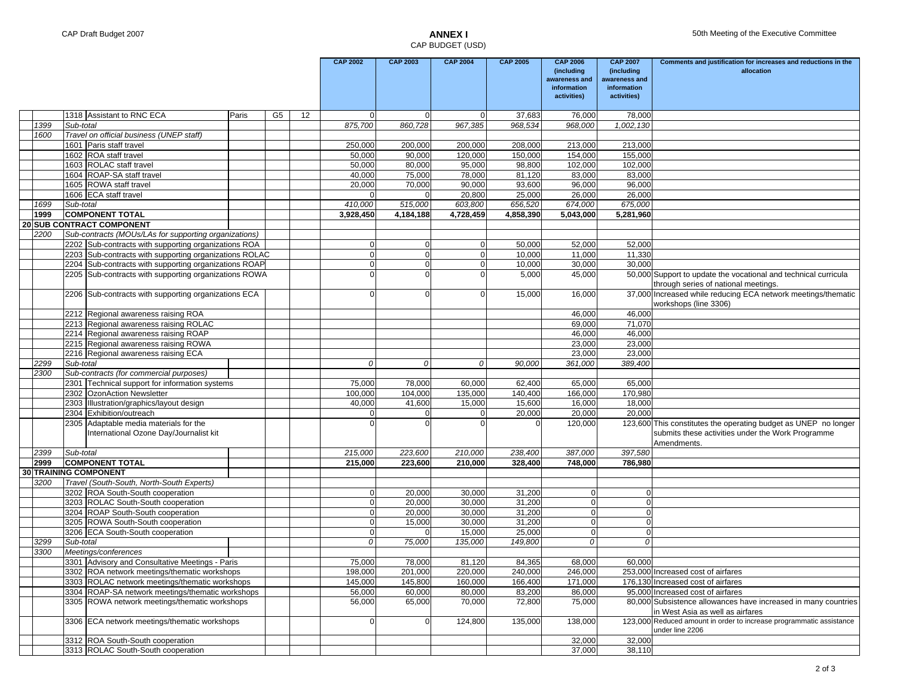**ANNEX I**
CAP BUDGET (USD)

| | | | | | | | CAP 2002 | CAP 2003 | CAP 2004 | CAP 2005 | CAP 2006 (including awareness and information activities) | CAP 2007 (including awareness and information activities) | Comments and justification for increases and reductions in the allocation |
|---|---|---|---|---|---|---|---|---|---|---|---|---|---|
| | | 1318 | Assistant to RNC ECA | Paris | G5 | 12 | 0 | 0 | 0 | 37,683 | 76,000 | 78,000 | |
| | *1399* | *Sub-total* | | | | | *875,700* | *860,728* | *967,385* | *968,534* | *968,000* | *1,002,130* | |
| | *1600* | *Travel on official business (UNEP staff)* | | | | | | | | | | | |
| | | 1601 | Paris staff travel | | | | 250,000 | 200,000 | 200,000 | 208,000 | 213,000 | 213,000 | |
| | | 1602 | ROA staff travel | | | | 50,000 | 90,000 | 120,000 | 150,000 | 154,000 | 155,000 | |
| | | 1603 | ROLAC staff travel | | | | 50,000 | 80,000 | 95,000 | 98,800 | 102,000 | 102,000 | |
| | | 1604 | ROAP-SA staff travel | | | | 40,000 | 75,000 | 78,000 | 81,120 | 83,000 | 83,000 | |
| | | 1605 | ROWA staff travel | | | | 20,000 | 70,000 | 90,000 | 93,600 | 96,000 | 96,000 | |
| | | 1606 | ECA staff travel | | | | 0 | 0 | 20,800 | 25,000 | 26,000 | 26,000 | |
| | *1699* | *Sub-total* | | | | | *410,000* | *515,000* | *603,800* | *656,520* | *674,000* | *675,000* | |
| | **1999** | **COMPONENT TOTAL** | | | | | **3,928,450** | **4,184,188** | **4,728,459** | **4,858,390** | **5,043,000** | **5,281,960** | |
| **20** | **SUB CONTRACT COMPONENT** | | | | | | | | | | | | |
| | *2200* | *Sub-contracts (MOUs/LAs for supporting organizations)* | | | | | | | | | | | |
| | | 2202 | Sub-contracts with supporting organizations ROA | | | | 0 | 0 | 0 | 50,000 | 52,000 | 52,000 | |
| | | 2203 | Sub-contracts with supporting organizations ROLAC | | | | 0 | 0 | 0 | 10,000 | 11,000 | 11,330 | |
| | | 2204 | Sub-contracts with supporting organizations ROAP | | | | 0 | 0 | 0 | 10,000 | 30,000 | 30,000 | |
| | | 2205 | Sub-contracts with supporting organizations ROWA | | | | 0 | 0 | 0 | 5,000 | 45,000 | 50,000 | Support to update the vocational and technical curricula through series of national meetings. |
| | | 2206 | Sub-contracts with supporting organizations ECA | | | | 0 | 0 | 0 | 15,000 | 16,000 | 37,000 | Increased while reducing ECA network meetings/thematic workshops (line 3306) |
| | | 2212 | Regional awareness raising ROA | | | | | | | | 46,000 | 46,000 | |
| | | 2213 | Regional awareness raising ROLAC | | | | | | | | 69,000 | 71,070 | |
| | | 2214 | Regional awareness raising ROAP | | | | | | | | 46,000 | 46,000 | |
| | | 2215 | Regional awareness raising ROWA | | | | | | | | 23,000 | 23,000 | |
| | | 2216 | Regional awareness raising ECA | | | | | | | | 23,000 | 23,000 | |
| | *2299* | *Sub-total* | | | | | *0* | *0* | *0* | *90,000* | *361,000* | *389,400* | |
| | *2300* | *Sub-contracts (for commercial purposes)* | | | | | | | | | | | |
| | | 2301 | Technical support for information systems | | | | 75,000 | 78,000 | 60,000 | 62,400 | 65,000 | 65,000 | |
| | | 2302 | OzonAction Newsletter | | | | 100,000 | 104,000 | 135,000 | 140,400 | 166,000 | 170,980 | |
| | | 2303 | Illustration/graphics/layout design | | | | 40,000 | 41,600 | 15,000 | 15,600 | 16,000 | 18,000 | |
| | | 2304 | Exhibition/outreach | | | | 0 | 0 | 0 | 20,000 | 20,000 | 20,000 | |
| | | 2305 | Adaptable media materials for the International Ozone Day/Journalist kit | | | | 0 | 0 | 0 | 0 | 120,000 | 123,600 | This constitutes the operating budget as UNEP no longer submits these activities under the Work Programme Amendments. |
| | *2399* | *Sub-total* | | | | | *215,000* | *223,600* | *210,000* | *238,400* | *387,000* | *397,580* | |
| | **2999** | **COMPONENT TOTAL** | | | | | **215,000** | **223,600** | **210,000** | **328,400** | **748,000** | **786,980** | |
| **30** | **TRAINING COMPONENT** | | | | | | | | | | | | |
| | *3200* | *Travel (South-South, North-South Experts)* | | | | | | | | | | | |
| | | 3202 | ROA South-South cooperation | | | | 0 | 20,000 | 30,000 | 31,200 | 0 | 0 | |
| | | 3203 | ROLAC South-South cooperation | | | | 0 | 20,000 | 30,000 | 31,200 | 0 | 0 | |
| | | 3204 | ROAP South-South cooperation | | | | 0 | 20,000 | 30,000 | 31,200 | 0 | 0 | |
| | | 3205 | ROWA South-South cooperation | | | | 0 | 15,000 | 30,000 | 31,200 | 0 | 0 | |
| | | 3206 | ECA South-South cooperation | | | | 0 | 0 | 15,000 | 25,000 | 0 | 0 | |
| | *3299* | *Sub-total* | | | | | *0* | *75,000* | *135,000* | *149,800* | *0* | *0* | |
| | *3300* | *Meetings/conferences* | | | | | | | | | | | |
| | | 3301 | Advisory and Consultative Meetings - Paris | | | | 75,000 | 78,000 | 81,120 | 84,365 | 68,000 | 60,000 | |
| | | 3302 | ROA network meetings/thematic workshops | | | | 198,000 | 201,000 | 220,000 | 240,000 | 246,000 | 253,000 | Increased cost of airfares |
| | | 3303 | ROLAC network meetings/thematic workshops | | | | 145,000 | 145,800 | 160,000 | 166,400 | 171,000 | 176,130 | Increased cost of airfares |
| | | 3304 | ROAP-SA network meetings/thematic workshops | | | | 56,000 | 60,000 | 80,000 | 83,200 | 86,000 | 95,000 | Increased cost of airfares |
| | | 3305 | ROWA network meetings/thematic workshops | | | | 56,000 | 65,000 | 70,000 | 72,800 | 75,000 | 80,000 | Subsistence allowances have increased in many countries in West Asia as well as airfares |
| | | 3306 | ECA network meetings/thematic workshops | | | | 0 | 0 | 124,800 | 135,000 | 138,000 | 123,000 | Reduced amount in order to increase programmatic assistance under line 2206 |
| | | 3312 | ROA South-South cooperation | | | | | | | | 32,000 | 32,000 | |
| | | 3313 | ROLAC South-South cooperation | | | | | | | | 37,000 | 38,110 | |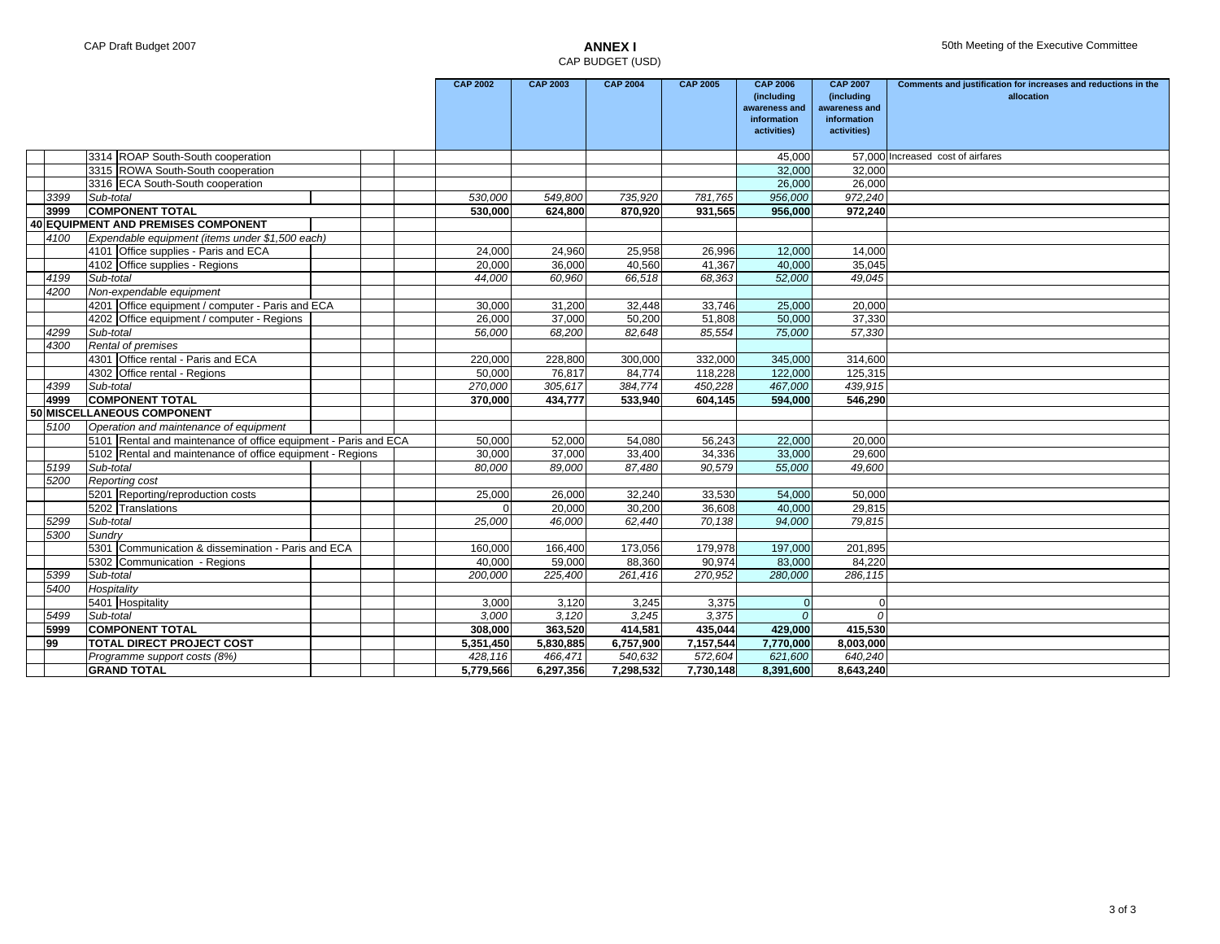**ANNEX I**

CAP BUDGET (USD)

| | | CAP 2002 | CAP 2003 | CAP 2004 | CAP 2005 | CAP 2006 (including awareness and information activities) | CAP 2007 (including awareness and information activities) | Comments and justification for increases and reductions in the allocation |
|---|---|---|---|---|---|---|---|---|
| | 3314 ROAP South-South cooperation | | | | | 45,000 | 57,000 | Increased cost of airfares |
| | 3315 ROWA South-South cooperation | | | | | 32,000 | 32,000 | |
| | 3316 ECA South-South cooperation | | | | | 26,000 | 26,000 | |
| *3399* | *Sub-total* | *530,000* | *549,800* | *735,920* | *781,765* | *956,000* | *972,240* | |
| **3999** | **COMPONENT TOTAL** | **530,000** | **624,800** | **870,920** | **931,565** | **956,000** | **972,240** | |
| **40** | **EQUIPMENT AND PREMISES COMPONENT** | | | | | | | |
| *4100* | *Expendable equipment (items under $1,500 each)* | | | | | | | |
| | 4101 Office supplies - Paris and ECA | 24,000 | 24,960 | 25,958 | 26,996 | 12,000 | 14,000 | |
| | 4102 Office supplies - Regions | 20,000 | 36,000 | 40,560 | 41,367 | 40,000 | 35,045 | |
| *4199* | *Sub-total* | *44,000* | *60,960* | *66,518* | *68,363* | *52,000* | *49,045* | |
| *4200* | *Non-expendable equipment* | | | | | | | |
| | 4201 Office equipment / computer - Paris and ECA | 30,000 | 31,200 | 32,448 | 33,746 | 25,000 | 20,000 | |
| | 4202 Office equipment / computer - Regions | 26,000 | 37,000 | 50,200 | 51,808 | 50,000 | 37,330 | |
| *4299* | *Sub-total* | *56,000* | *68,200* | *82,648* | *85,554* | *75,000* | *57,330* | |
| *4300* | *Rental of premises* | | | | | | | |
| | 4301 Office rental - Paris and ECA | 220,000 | 228,800 | 300,000 | 332,000 | 345,000 | 314,600 | |
| | 4302 Office rental - Regions | 50,000 | 76,817 | 84,774 | 118,228 | 122,000 | 125,315 | |
| *4399* | *Sub-total* | *270,000* | *305,617* | *384,774* | *450,228* | *467,000* | *439,915* | |
| **4999** | **COMPONENT TOTAL** | **370,000** | **434,777** | **533,940** | **604,145** | **594,000** | **546,290** | |
| **50** | **MISCELLANEOUS COMPONENT** | | | | | | | |
| *5100* | *Operation and maintenance of equipment* | | | | | | | |
| | 5101 Rental and maintenance of office equipment - Paris and ECA | 50,000 | 52,000 | 54,080 | 56,243 | 22,000 | 20,000 | |
| | 5102 Rental and maintenance of office equipment - Regions | 30,000 | 37,000 | 33,400 | 34,336 | 33,000 | 29,600 | |
| *5199* | *Sub-total* | *80,000* | *89,000* | *87,480* | *90,579* | *55,000* | *49,600* | |
| *5200* | *Reporting cost* | | | | | | | |
| | 5201 Reporting/reproduction costs | 25,000 | 26,000 | 32,240 | 33,530 | 54,000 | 50,000 | |
| | 5202 Translations | 0 | 20,000 | 30,200 | 36,608 | 40,000 | 29,815 | |
| *5299* | *Sub-total* | *25,000* | *46,000* | *62,440* | *70,138* | *94,000* | *79,815* | |
| *5300* | *Sundry* | | | | | | | |
| | 5301 Communication & dissemination - Paris and ECA | 160,000 | 166,400 | 173,056 | 179,978 | 197,000 | 201,895 | |
| | 5302 Communication - Regions | 40,000 | 59,000 | 88,360 | 90,974 | 83,000 | 84,220 | |
| *5399* | *Sub-total* | *200,000* | *225,400* | *261,416* | *270,952* | *280,000* | *286,115* | |
| *5400* | *Hospitality* | | | | | | | |
| | 5401 Hospitality | 3,000 | 3,120 | 3,245 | 3,375 | 0 | 0 | |
| *5499* | *Sub-total* | *3,000* | *3,120* | *3,245* | *3,375* | *0* | *0* | |
| **5999** | **COMPONENT TOTAL** | **308,000** | **363,520** | **414,581** | **435,044** | **429,000** | **415,530** | |
| **99** | **TOTAL DIRECT PROJECT COST** | **5,351,450** | **5,830,885** | **6,757,900** | **7,157,544** | **7,770,000** | **8,003,000** | |
| | *Programme support costs (8%)* | *428,116* | *466,471* | *540,632* | *572,604* | *621,600* | *640,240* | |
| | **GRAND TOTAL** | **5,779,566** | **6,297,356** | **7,298,532** | **7,730,148** | **8,391,600** | **8,643,240** | |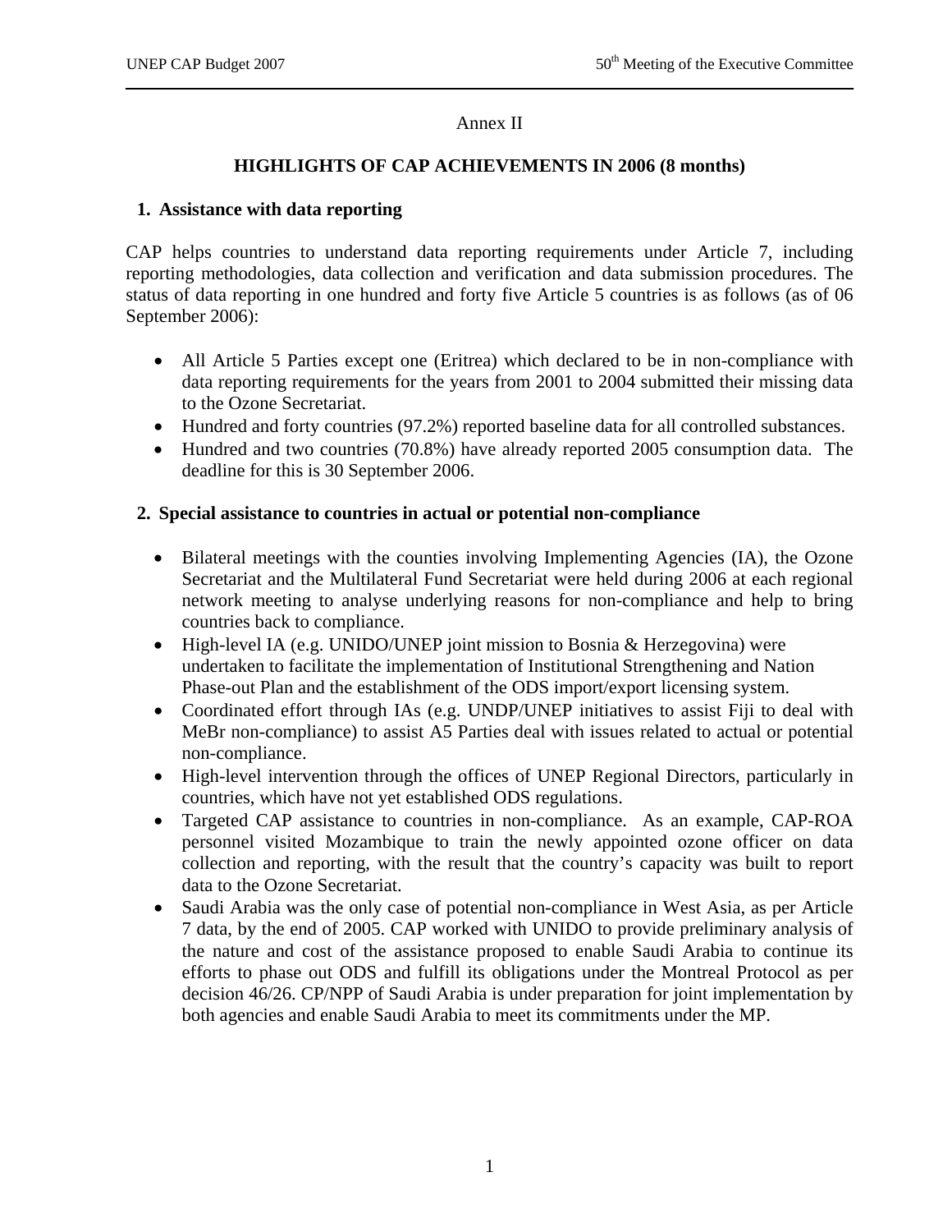Annex II

## HIGHLIGHTS OF CAP ACHIEVEMENTS IN 2006 (8 months)

### 1. Assistance with data reporting

CAP helps countries to understand data reporting requirements under Article 7, including reporting methodologies, data collection and verification and data submission procedures. The status of data reporting in one hundred and forty five Article 5 countries is as follows (as of 06 September 2006):

- All Article 5 Parties except one (Eritrea) which declared to be in non-compliance with data reporting requirements for the years from 2001 to 2004 submitted their missing data to the Ozone Secretariat.
- Hundred and forty countries (97.2%) reported baseline data for all controlled substances.
- Hundred and two countries (70.8%) have already reported 2005 consumption data. The deadline for this is 30 September 2006.

### 2. Special assistance to countries in actual or potential non-compliance

- Bilateral meetings with the counties involving Implementing Agencies (IA), the Ozone Secretariat and the Multilateral Fund Secretariat were held during 2006 at each regional network meeting to analyse underlying reasons for non-compliance and help to bring countries back to compliance.
- High-level IA (e.g. UNIDO/UNEP joint mission to Bosnia & Herzegovina) were undertaken to facilitate the implementation of Institutional Strengthening and Nation Phase-out Plan and the establishment of the ODS import/export licensing system.
- Coordinated effort through IAs (e.g. UNDP/UNEP initiatives to assist Fiji to deal with MeBr non-compliance) to assist A5 Parties deal with issues related to actual or potential non-compliance.
- High-level intervention through the offices of UNEP Regional Directors, particularly in countries, which have not yet established ODS regulations.
- Targeted CAP assistance to countries in non-compliance. As an example, CAP-ROA personnel visited Mozambique to train the newly appointed ozone officer on data collection and reporting, with the result that the country's capacity was built to report data to the Ozone Secretariat.
- Saudi Arabia was the only case of potential non-compliance in West Asia, as per Article 7 data, by the end of 2005. CAP worked with UNIDO to provide preliminary analysis of the nature and cost of the assistance proposed to enable Saudi Arabia to continue its efforts to phase out ODS and fulfill its obligations under the Montreal Protocol as per decision 46/26. CP/NPP of Saudi Arabia is under preparation for joint implementation by both agencies and enable Saudi Arabia to meet its commitments under the MP.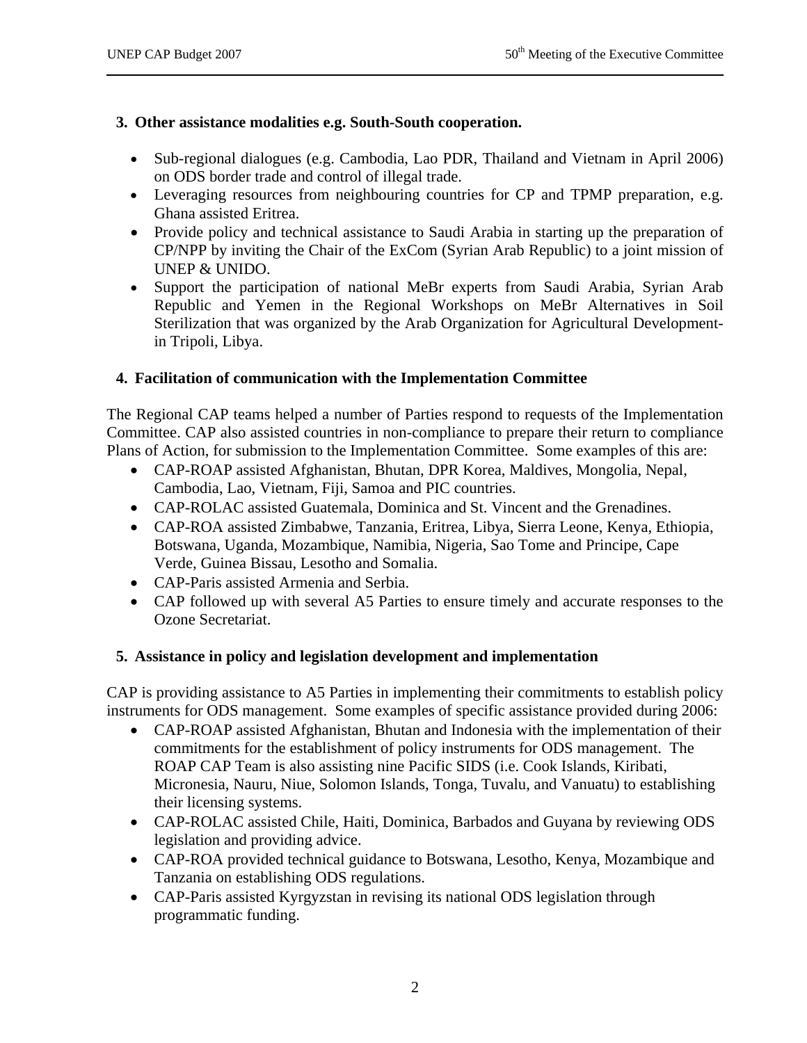### 3. Other assistance modalities e.g. South-South cooperation.

- Sub-regional dialogues (e.g. Cambodia, Lao PDR, Thailand and Vietnam in April 2006) on ODS border trade and control of illegal trade.
- Leveraging resources from neighbouring countries for CP and TPMP preparation, e.g. Ghana assisted Eritrea.
- Provide policy and technical assistance to Saudi Arabia in starting up the preparation of CP/NPP by inviting the Chair of the ExCom (Syrian Arab Republic) to a joint mission of UNEP & UNIDO.
- Support the participation of national MeBr experts from Saudi Arabia, Syrian Arab Republic and Yemen in the Regional Workshops on MeBr Alternatives in Soil Sterilization that was organized by the Arab Organization for Agricultural Development- in Tripoli, Libya.

### 4. Facilitation of communication with the Implementation Committee

The Regional CAP teams helped a number of Parties respond to requests of the Implementation Committee. CAP also assisted countries in non-compliance to prepare their return to compliance Plans of Action, for submission to the Implementation Committee. Some examples of this are:

- CAP-ROAP assisted Afghanistan, Bhutan, DPR Korea, Maldives, Mongolia, Nepal, Cambodia, Lao, Vietnam, Fiji, Samoa and PIC countries.
- CAP-ROLAC assisted Guatemala, Dominica and St. Vincent and the Grenadines.
- CAP-ROA assisted Zimbabwe, Tanzania, Eritrea, Libya, Sierra Leone, Kenya, Ethiopia, Botswana, Uganda, Mozambique, Namibia, Nigeria, Sao Tome and Principe, Cape Verde, Guinea Bissau, Lesotho and Somalia.
- CAP-Paris assisted Armenia and Serbia.
- CAP followed up with several A5 Parties to ensure timely and accurate responses to the Ozone Secretariat.

### 5. Assistance in policy and legislation development and implementation

CAP is providing assistance to A5 Parties in implementing their commitments to establish policy instruments for ODS management. Some examples of specific assistance provided during 2006:

- CAP-ROAP assisted Afghanistan, Bhutan and Indonesia with the implementation of their commitments for the establishment of policy instruments for ODS management. The ROAP CAP Team is also assisting nine Pacific SIDS (i.e. Cook Islands, Kiribati, Micronesia, Nauru, Niue, Solomon Islands, Tonga, Tuvalu, and Vanuatu) to establishing their licensing systems.
- CAP-ROLAC assisted Chile, Haiti, Dominica, Barbados and Guyana by reviewing ODS legislation and providing advice.
- CAP-ROA provided technical guidance to Botswana, Lesotho, Kenya, Mozambique and Tanzania on establishing ODS regulations.
- CAP-Paris assisted Kyrgyzstan in revising its national ODS legislation through programmatic funding.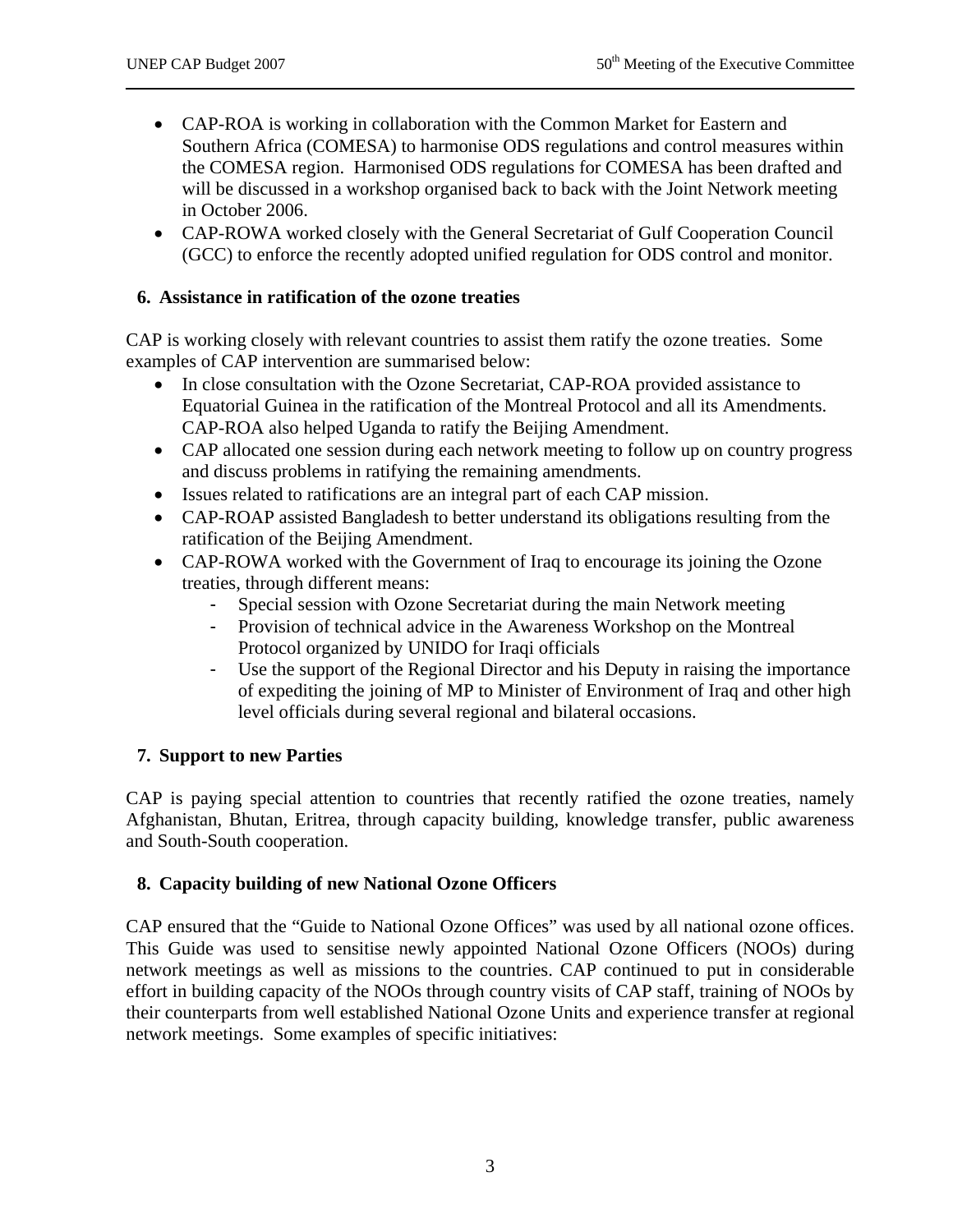- CAP-ROA is working in collaboration with the Common Market for Eastern and Southern Africa (COMESA) to harmonise ODS regulations and control measures within the COMESA region. Harmonised ODS regulations for COMESA has been drafted and will be discussed in a workshop organised back to back with the Joint Network meeting in October 2006.
- CAP-ROWA worked closely with the General Secretariat of Gulf Cooperation Council (GCC) to enforce the recently adopted unified regulation for ODS control and monitor.

## 6. Assistance in ratification of the ozone treaties

CAP is working closely with relevant countries to assist them ratify the ozone treaties. Some examples of CAP intervention are summarised below:

- In close consultation with the Ozone Secretariat, CAP-ROA provided assistance to Equatorial Guinea in the ratification of the Montreal Protocol and all its Amendments. CAP-ROA also helped Uganda to ratify the Beijing Amendment.
- CAP allocated one session during each network meeting to follow up on country progress and discuss problems in ratifying the remaining amendments.
- Issues related to ratifications are an integral part of each CAP mission.
- CAP-ROAP assisted Bangladesh to better understand its obligations resulting from the ratification of the Beijing Amendment.
- CAP-ROWA worked with the Government of Iraq to encourage its joining the Ozone treaties, through different means:
  - Special session with Ozone Secretariat during the main Network meeting
  - Provision of technical advice in the Awareness Workshop on the Montreal Protocol organized by UNIDO for Iraqi officials
  - Use the support of the Regional Director and his Deputy in raising the importance of expediting the joining of MP to Minister of Environment of Iraq and other high level officials during several regional and bilateral occasions.

## 7. Support to new Parties

CAP is paying special attention to countries that recently ratified the ozone treaties, namely Afghanistan, Bhutan, Eritrea, through capacity building, knowledge transfer, public awareness and South-South cooperation.

## 8. Capacity building of new National Ozone Officers

CAP ensured that the "Guide to National Ozone Offices" was used by all national ozone offices. This Guide was used to sensitise newly appointed National Ozone Officers (NOOs) during network meetings as well as missions to the countries. CAP continued to put in considerable effort in building capacity of the NOOs through country visits of CAP staff, training of NOOs by their counterparts from well established National Ozone Units and experience transfer at regional network meetings. Some examples of specific initiatives: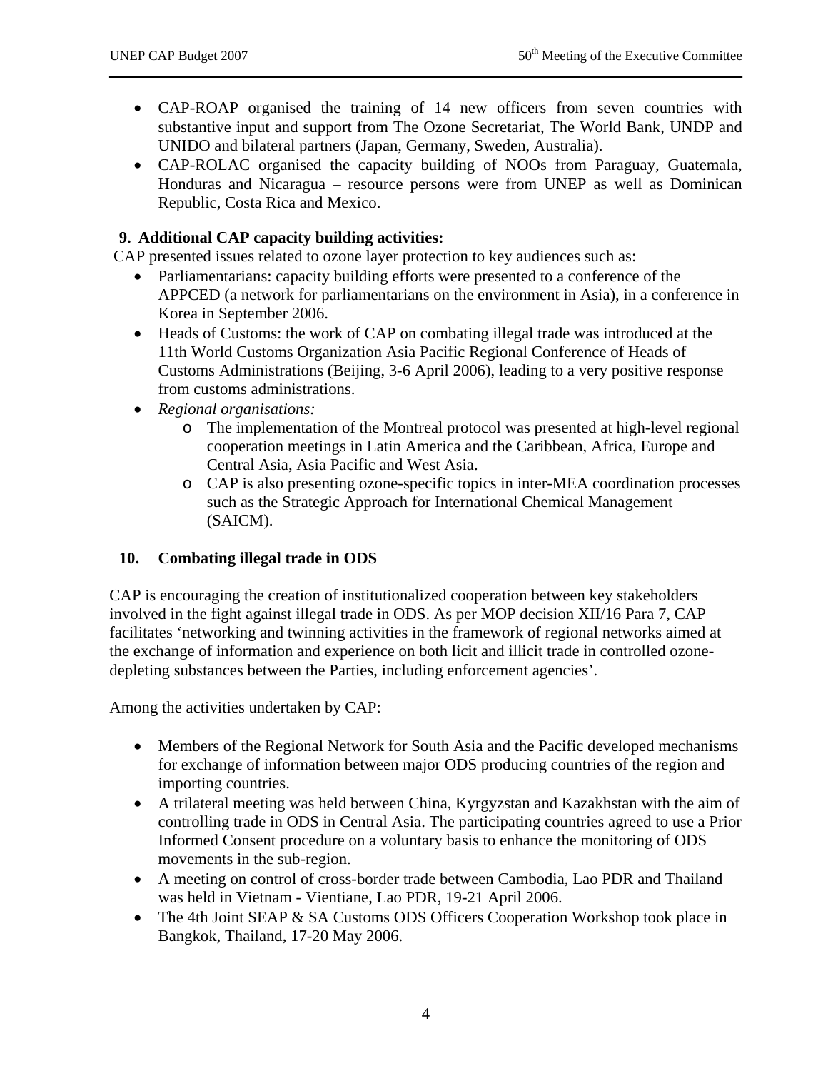- CAP-ROAP organised the training of 14 new officers from seven countries with substantive input and support from The Ozone Secretariat, The World Bank, UNDP and UNIDO and bilateral partners (Japan, Germany, Sweden, Australia).
- CAP-ROLAC organised the capacity building of NOOs from Paraguay, Guatemala, Honduras and Nicaragua – resource persons were from UNEP as well as Dominican Republic, Costa Rica and Mexico.

**9. Additional CAP capacity building activities:**

CAP presented issues related to ozone layer protection to key audiences such as:

- Parliamentarians: capacity building efforts were presented to a conference of the APPCED (a network for parliamentarians on the environment in Asia), in a conference in Korea in September 2006.
- Heads of Customs: the work of CAP on combating illegal trade was introduced at the 11th World Customs Organization Asia Pacific Regional Conference of Heads of Customs Administrations (Beijing, 3-6 April 2006), leading to a very positive response from customs administrations.
- *Regional organisations:*
  - The implementation of the Montreal protocol was presented at high-level regional cooperation meetings in Latin America and the Caribbean, Africa, Europe and Central Asia, Asia Pacific and West Asia.
  - CAP is also presenting ozone-specific topics in inter-MEA coordination processes such as the Strategic Approach for International Chemical Management (SAICM).

**10. Combating illegal trade in ODS**

CAP is encouraging the creation of institutionalized cooperation between key stakeholders involved in the fight against illegal trade in ODS. As per MOP decision XII/16 Para 7, CAP facilitates 'networking and twinning activities in the framework of regional networks aimed at the exchange of information and experience on both licit and illicit trade in controlled ozone-depleting substances between the Parties, including enforcement agencies'.

Among the activities undertaken by CAP:

- Members of the Regional Network for South Asia and the Pacific developed mechanisms for exchange of information between major ODS producing countries of the region and importing countries.
- A trilateral meeting was held between China, Kyrgyzstan and Kazakhstan with the aim of controlling trade in ODS in Central Asia. The participating countries agreed to use a Prior Informed Consent procedure on a voluntary basis to enhance the monitoring of ODS movements in the sub-region.
- A meeting on control of cross-border trade between Cambodia, Lao PDR and Thailand was held in Vietnam - Vientiane, Lao PDR, 19-21 April 2006.
- The 4th Joint SEAP & SA Customs ODS Officers Cooperation Workshop took place in Bangkok, Thailand, 17-20 May 2006.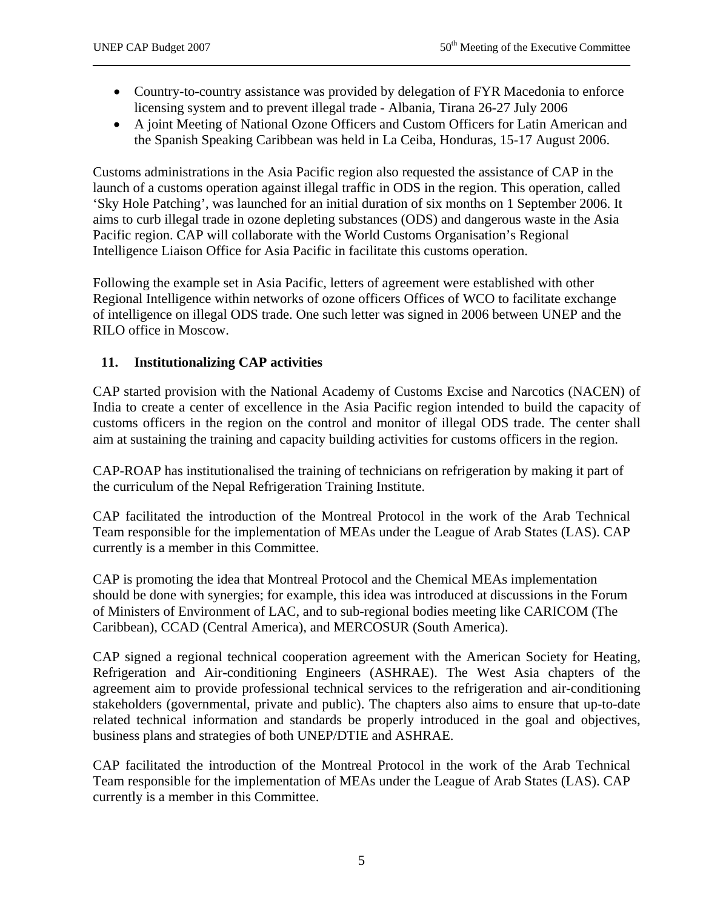- Country-to-country assistance was provided by delegation of FYR Macedonia to enforce licensing system and to prevent illegal trade - Albania, Tirana 26-27 July 2006
- A joint Meeting of National Ozone Officers and Custom Officers for Latin American and the Spanish Speaking Caribbean was held in La Ceiba, Honduras, 15-17 August 2006.

Customs administrations in the Asia Pacific region also requested the assistance of CAP in the launch of a customs operation against illegal traffic in ODS in the region. This operation, called 'Sky Hole Patching', was launched for an initial duration of six months on 1 September 2006. It aims to curb illegal trade in ozone depleting substances (ODS) and dangerous waste in the Asia Pacific region. CAP will collaborate with the World Customs Organisation's Regional Intelligence Liaison Office for Asia Pacific in facilitate this customs operation.

Following the example set in Asia Pacific, letters of agreement were established with other Regional Intelligence within networks of ozone officers Offices of WCO to facilitate exchange of intelligence on illegal ODS trade. One such letter was signed in 2006 between UNEP and the RILO office in Moscow.

## 11. Institutionalizing CAP activities

CAP started provision with the National Academy of Customs Excise and Narcotics (NACEN) of India to create a center of excellence in the Asia Pacific region intended to build the capacity of customs officers in the region on the control and monitor of illegal ODS trade. The center shall aim at sustaining the training and capacity building activities for customs officers in the region.

CAP-ROAP has institutionalised the training of technicians on refrigeration by making it part of the curriculum of the Nepal Refrigeration Training Institute.

CAP facilitated the introduction of the Montreal Protocol in the work of the Arab Technical Team responsible for the implementation of MEAs under the League of Arab States (LAS). CAP currently is a member in this Committee.

CAP is promoting the idea that Montreal Protocol and the Chemical MEAs implementation should be done with synergies; for example, this idea was introduced at discussions in the Forum of Ministers of Environment of LAC, and to sub-regional bodies meeting like CARICOM (The Caribbean), CCAD (Central America), and MERCOSUR (South America).

CAP signed a regional technical cooperation agreement with the American Society for Heating, Refrigeration and Air-conditioning Engineers (ASHRAE). The West Asia chapters of the agreement aim to provide professional technical services to the refrigeration and air-conditioning stakeholders (governmental, private and public). The chapters also aims to ensure that up-to-date related technical information and standards be properly introduced in the goal and objectives, business plans and strategies of both UNEP/DTIE and ASHRAE.

CAP facilitated the introduction of the Montreal Protocol in the work of the Arab Technical Team responsible for the implementation of MEAs under the League of Arab States (LAS). CAP currently is a member in this Committee.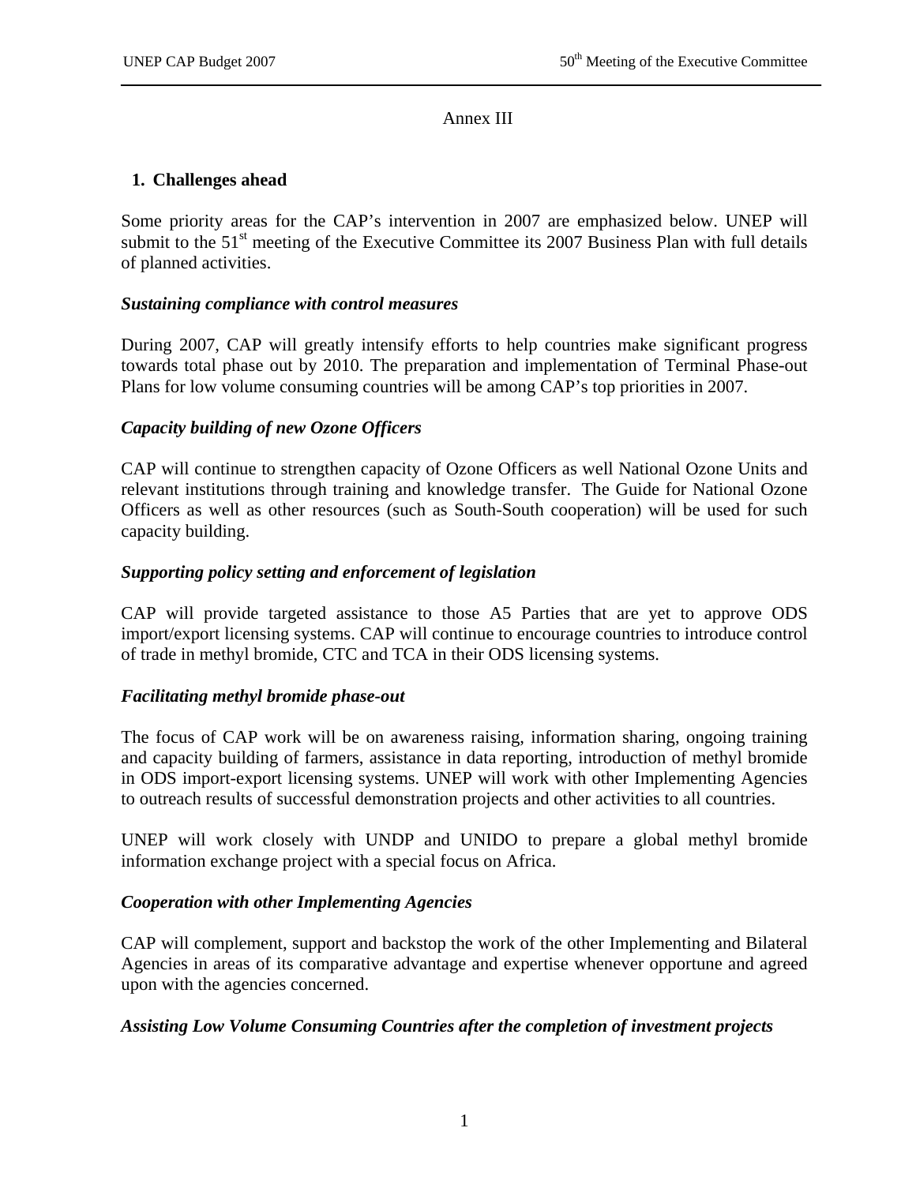Annex III

## 1. Challenges ahead

Some priority areas for the CAP's intervention in 2007 are emphasized below. UNEP will submit to the 51st meeting of the Executive Committee its 2007 Business Plan with full details of planned activities.

### *Sustaining compliance with control measures*

During 2007, CAP will greatly intensify efforts to help countries make significant progress towards total phase out by 2010. The preparation and implementation of Terminal Phase-out Plans for low volume consuming countries will be among CAP's top priorities in 2007.

### *Capacity building of new Ozone Officers*

CAP will continue to strengthen capacity of Ozone Officers as well National Ozone Units and relevant institutions through training and knowledge transfer. The Guide for National Ozone Officers as well as other resources (such as South-South cooperation) will be used for such capacity building.

### *Supporting policy setting and enforcement of legislation*

CAP will provide targeted assistance to those A5 Parties that are yet to approve ODS import/export licensing systems. CAP will continue to encourage countries to introduce control of trade in methyl bromide, CTC and TCA in their ODS licensing systems.

### *Facilitating methyl bromide phase-out*

The focus of CAP work will be on awareness raising, information sharing, ongoing training and capacity building of farmers, assistance in data reporting, introduction of methyl bromide in ODS import-export licensing systems. UNEP will work with other Implementing Agencies to outreach results of successful demonstration projects and other activities to all countries.

UNEP will work closely with UNDP and UNIDO to prepare a global methyl bromide information exchange project with a special focus on Africa.

### *Cooperation with other Implementing Agencies*

CAP will complement, support and backstop the work of the other Implementing and Bilateral Agencies in areas of its comparative advantage and expertise whenever opportune and agreed upon with the agencies concerned.

### *Assisting Low Volume Consuming Countries after the completion of investment projects*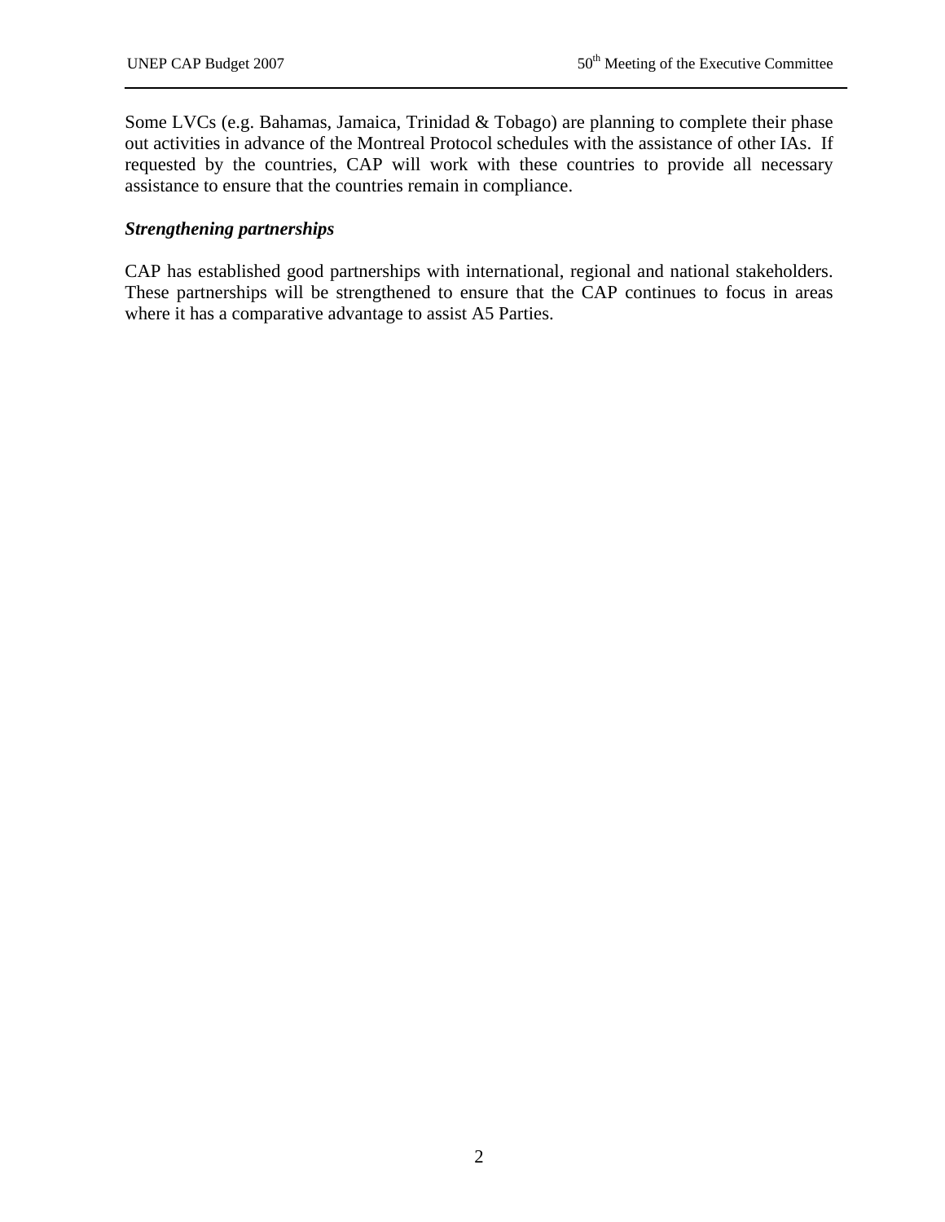Some LVCs (e.g. Bahamas, Jamaica, Trinidad & Tobago) are planning to complete their phase out activities in advance of the Montreal Protocol schedules with the assistance of other IAs. If requested by the countries, CAP will work with these countries to provide all necessary assistance to ensure that the countries remain in compliance.

***Strengthening partnerships***

CAP has established good partnerships with international, regional and national stakeholders. These partnerships will be strengthened to ensure that the CAP continues to focus in areas where it has a comparative advantage to assist A5 Parties.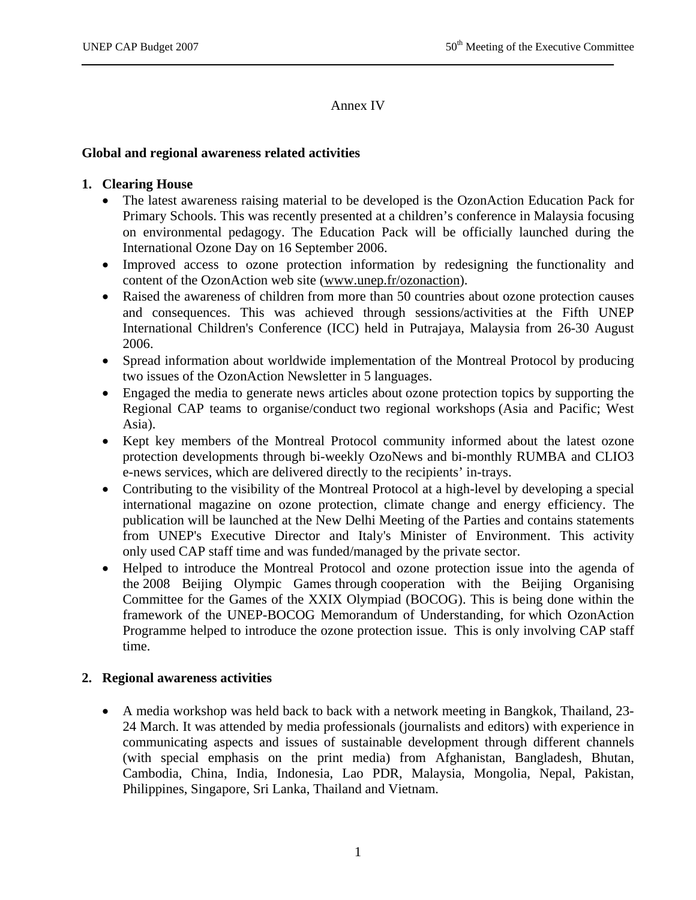Annex IV

**Global and regional awareness related activities**

1. **Clearing House**
   - The latest awareness raising material to be developed is the OzonAction Education Pack for Primary Schools. This was recently presented at a children's conference in Malaysia focusing on environmental pedagogy. The Education Pack will be officially launched during the International Ozone Day on 16 September 2006.
   - Improved access to ozone protection information by redesigning the functionality and content of the OzonAction web site (www.unep.fr/ozonaction).
   - Raised the awareness of children from more than 50 countries about ozone protection causes and consequences. This was achieved through sessions/activities at the Fifth UNEP International Children's Conference (ICC) held in Putrajaya, Malaysia from 26-30 August 2006.
   - Spread information about worldwide implementation of the Montreal Protocol by producing two issues of the OzonAction Newsletter in 5 languages.
   - Engaged the media to generate news articles about ozone protection topics by supporting the Regional CAP teams to organise/conduct two regional workshops (Asia and Pacific; West Asia).
   - Kept key members of the Montreal Protocol community informed about the latest ozone protection developments through bi-weekly OzoNews and bi-monthly RUMBA and CLIO3 e-news services, which are delivered directly to the recipients' in-trays.
   - Contributing to the visibility of the Montreal Protocol at a high-level by developing a special international magazine on ozone protection, climate change and energy efficiency. The publication will be launched at the New Delhi Meeting of the Parties and contains statements from UNEP's Executive Director and Italy's Minister of Environment. This activity only used CAP staff time and was funded/managed by the private sector.
   - Helped to introduce the Montreal Protocol and ozone protection issue into the agenda of the 2008 Beijing Olympic Games through cooperation with the Beijing Organising Committee for the Games of the XXIX Olympiad (BOCOG). This is being done within the framework of the UNEP-BOCOG Memorandum of Understanding, for which OzonAction Programme helped to introduce the ozone protection issue. This is only involving CAP staff time.

2. **Regional awareness activities**

   - A media workshop was held back to back with a network meeting in Bangkok, Thailand, 23-24 March. It was attended by media professionals (journalists and editors) with experience in communicating aspects and issues of sustainable development through different channels (with special emphasis on the print media) from Afghanistan, Bangladesh, Bhutan, Cambodia, China, India, Indonesia, Lao PDR, Malaysia, Mongolia, Nepal, Pakistan, Philippines, Singapore, Sri Lanka, Thailand and Vietnam.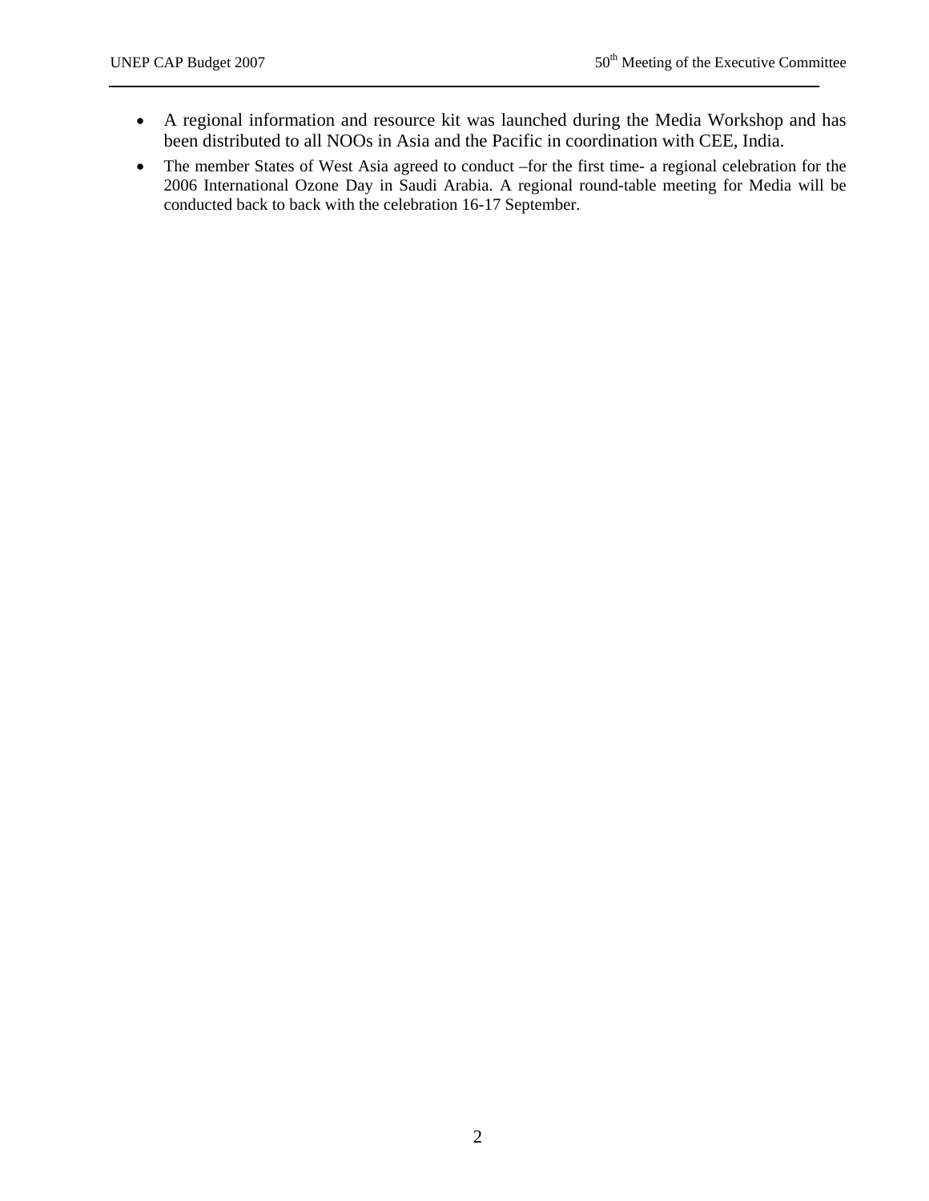- A regional information and resource kit was launched during the Media Workshop and has been distributed to all NOOs in Asia and the Pacific in coordination with CEE, India.
- The member States of West Asia agreed to conduct –for the first time- a regional celebration for the 2006 International Ozone Day in Saudi Arabia. A regional round-table meeting for Media will be conducted back to back with the celebration 16-17 September.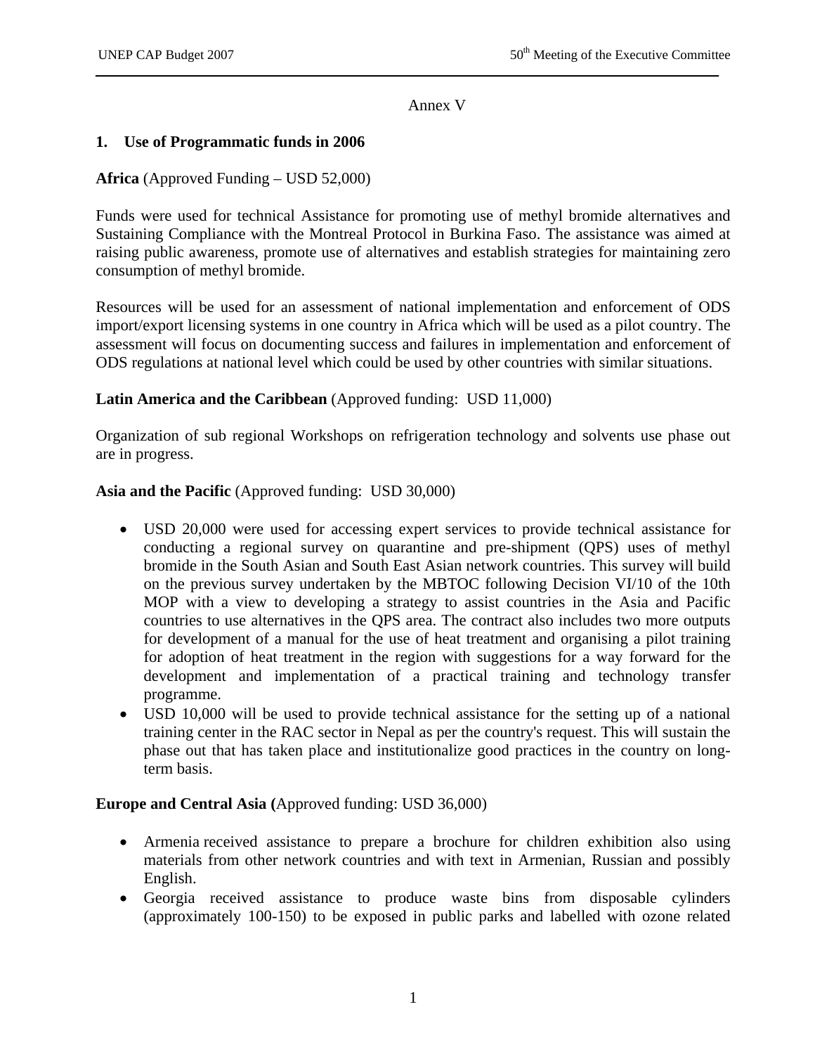Annex V

## 1. Use of Programmatic funds in 2006

**Africa** (Approved Funding – USD 52,000)

Funds were used for technical Assistance for promoting use of methyl bromide alternatives and Sustaining Compliance with the Montreal Protocol in Burkina Faso. The assistance was aimed at raising public awareness, promote use of alternatives and establish strategies for maintaining zero consumption of methyl bromide.

Resources will be used for an assessment of national implementation and enforcement of ODS import/export licensing systems in one country in Africa which will be used as a pilot country. The assessment will focus on documenting success and failures in implementation and enforcement of ODS regulations at national level which could be used by other countries with similar situations.

**Latin America and the Caribbean** (Approved funding: USD 11,000)

Organization of sub regional Workshops on refrigeration technology and solvents use phase out are in progress.

**Asia and the Pacific** (Approved funding: USD 30,000)

- USD 20,000 were used for accessing expert services to provide technical assistance for conducting a regional survey on quarantine and pre-shipment (QPS) uses of methyl bromide in the South Asian and South East Asian network countries. This survey will build on the previous survey undertaken by the MBTOC following Decision VI/10 of the 10th MOP with a view to developing a strategy to assist countries in the Asia and Pacific countries to use alternatives in the QPS area. The contract also includes two more outputs for development of a manual for the use of heat treatment and organising a pilot training for adoption of heat treatment in the region with suggestions for a way forward for the development and implementation of a practical training and technology transfer programme.
- USD 10,000 will be used to provide technical assistance for the setting up of a national training center in the RAC sector in Nepal as per the country's request. This will sustain the phase out that has taken place and institutionalize good practices in the country on long-term basis.

**Europe and Central Asia (**Approved funding: USD 36,000)

- Armenia received assistance to prepare a brochure for children exhibition also using materials from other network countries and with text in Armenian, Russian and possibly English.
- Georgia received assistance to produce waste bins from disposable cylinders (approximately 100-150) to be exposed in public parks and labelled with ozone related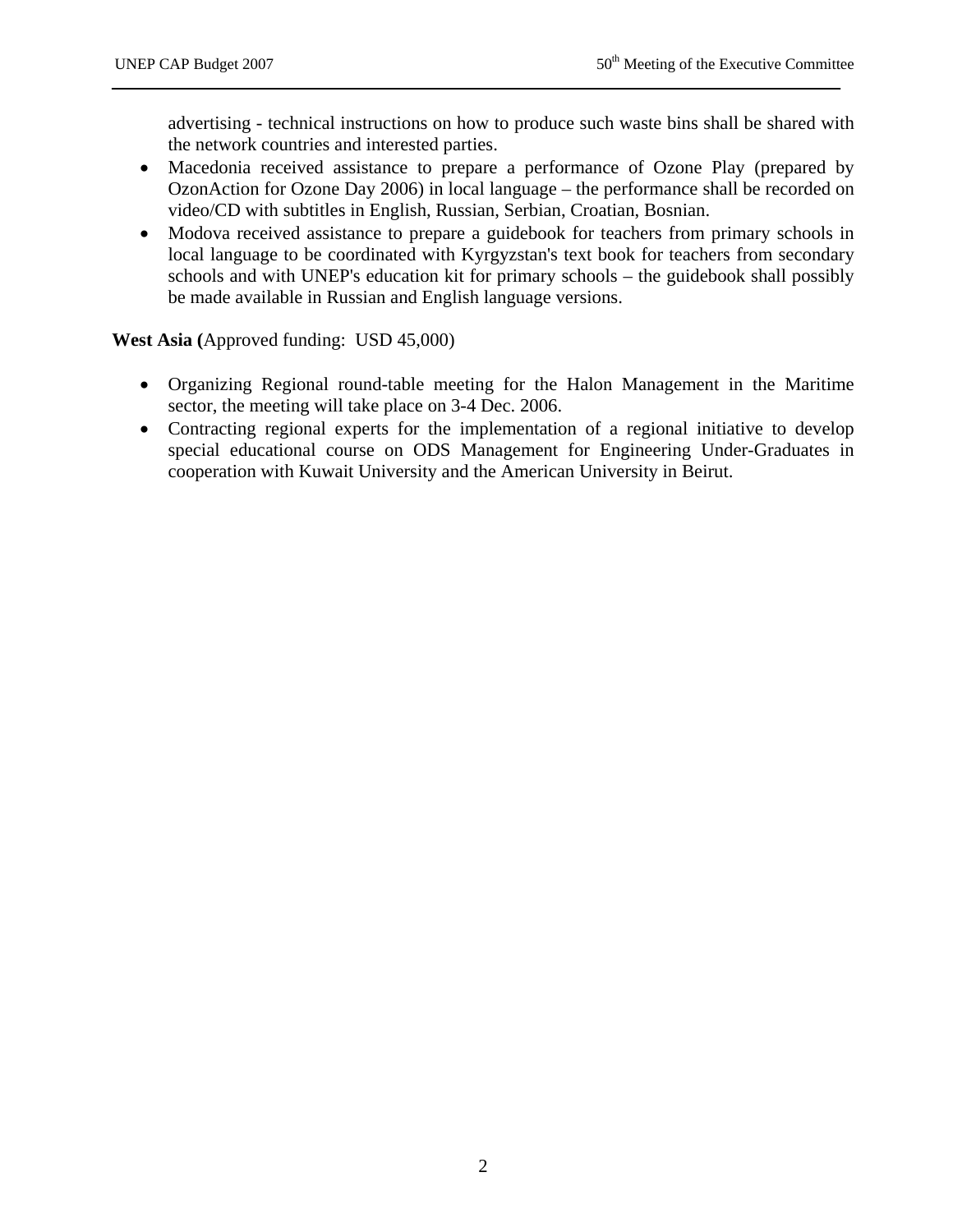advertising - technical instructions on how to produce such waste bins shall be shared with the network countries and interested parties.

- Macedonia received assistance to prepare a performance of Ozone Play (prepared by OzonAction for Ozone Day 2006) in local language – the performance shall be recorded on video/CD with subtitles in English, Russian, Serbian, Croatian, Bosnian.
- Modova received assistance to prepare a guidebook for teachers from primary schools in local language to be coordinated with Kyrgyzstan's text book for teachers from secondary schools and with UNEP's education kit for primary schools – the guidebook shall possibly be made available in Russian and English language versions.

**West Asia (**Approved funding: USD 45,000)

- Organizing Regional round-table meeting for the Halon Management in the Maritime sector, the meeting will take place on 3-4 Dec. 2006.
- Contracting regional experts for the implementation of a regional initiative to develop special educational course on ODS Management for Engineering Under-Graduates in cooperation with Kuwait University and the American University in Beirut.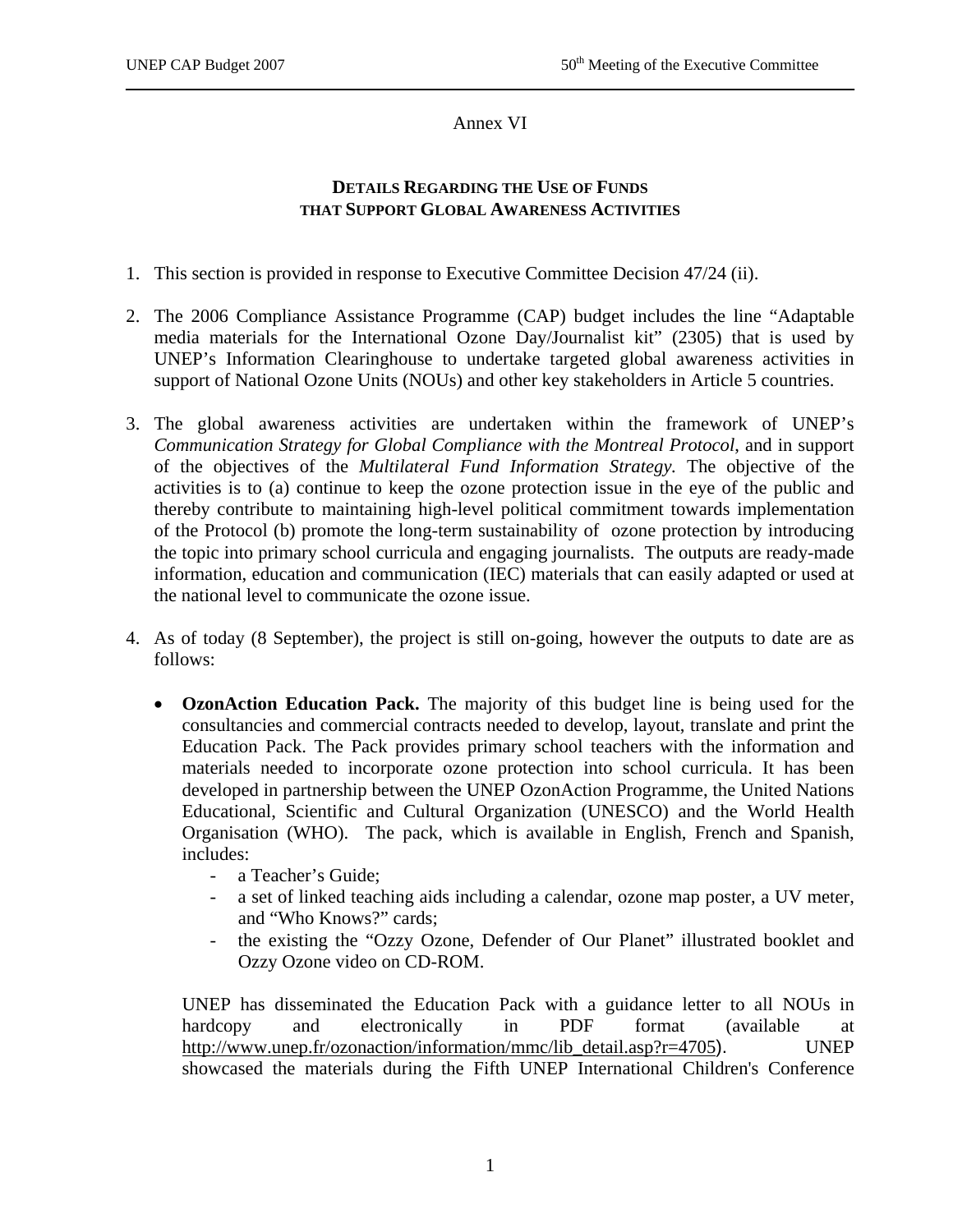Annex VI

**DETAILS REGARDING THE USE OF FUNDS THAT SUPPORT GLOBAL AWARENESS ACTIVITIES**

1. This section is provided in response to Executive Committee Decision 47/24 (ii).

2. The 2006 Compliance Assistance Programme (CAP) budget includes the line "Adaptable media materials for the International Ozone Day/Journalist kit" (2305) that is used by UNEP's Information Clearinghouse to undertake targeted global awareness activities in support of National Ozone Units (NOUs) and other key stakeholders in Article 5 countries.

3. The global awareness activities are undertaken within the framework of UNEP's *Communication Strategy for Global Compliance with the Montreal Protocol*, and in support of the objectives of the *Multilateral Fund Information Strategy.* The objective of the activities is to (a) continue to keep the ozone protection issue in the eye of the public and thereby contribute to maintaining high-level political commitment towards implementation of the Protocol (b) promote the long-term sustainability of ozone protection by introducing the topic into primary school curricula and engaging journalists. The outputs are ready-made information, education and communication (IEC) materials that can easily adapted or used at the national level to communicate the ozone issue.

4. As of today (8 September), the project is still on-going, however the outputs to date are as follows:

   - **OzonAction Education Pack.** The majority of this budget line is being used for the consultancies and commercial contracts needed to develop, layout, translate and print the Education Pack. The Pack provides primary school teachers with the information and materials needed to incorporate ozone protection into school curricula. It has been developed in partnership between the UNEP OzonAction Programme, the United Nations Educational, Scientific and Cultural Organization (UNESCO) and the World Health Organisation (WHO). The pack, which is available in English, French and Spanish, includes:
     - a Teacher's Guide;
     - a set of linked teaching aids including a calendar, ozone map poster, a UV meter, and "Who Knows?" cards;
     - the existing the "Ozzy Ozone, Defender of Our Planet" illustrated booklet and Ozzy Ozone video on CD-ROM.

     UNEP has disseminated the Education Pack with a guidance letter to all NOUs in hardcopy and electronically in PDF format (available at http://www.unep.fr/ozonaction/information/mmc/lib_detail.asp?r=4705). UNEP showcased the materials during the Fifth UNEP International Children's Conference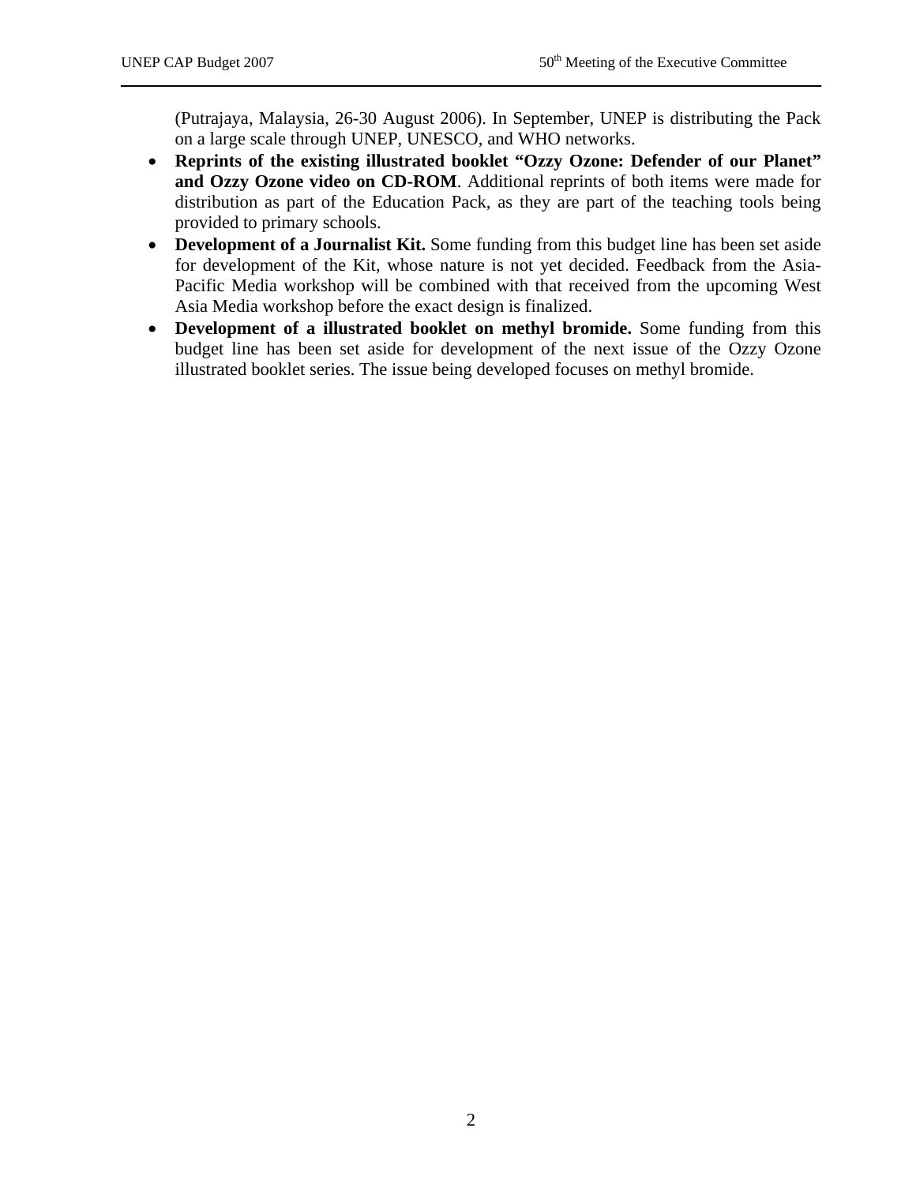(Putrajaya, Malaysia, 26-30 August 2006). In September, UNEP is distributing the Pack on a large scale through UNEP, UNESCO, and WHO networks.

- **Reprints of the existing illustrated booklet "Ozzy Ozone: Defender of our Planet" and Ozzy Ozone video on CD-ROM**. Additional reprints of both items were made for distribution as part of the Education Pack, as they are part of the teaching tools being provided to primary schools.
- **Development of a Journalist Kit.** Some funding from this budget line has been set aside for development of the Kit, whose nature is not yet decided. Feedback from the Asia-Pacific Media workshop will be combined with that received from the upcoming West Asia Media workshop before the exact design is finalized.
- **Development of a illustrated booklet on methyl bromide.** Some funding from this budget line has been set aside for development of the next issue of the Ozzy Ozone illustrated booklet series. The issue being developed focuses on methyl bromide.